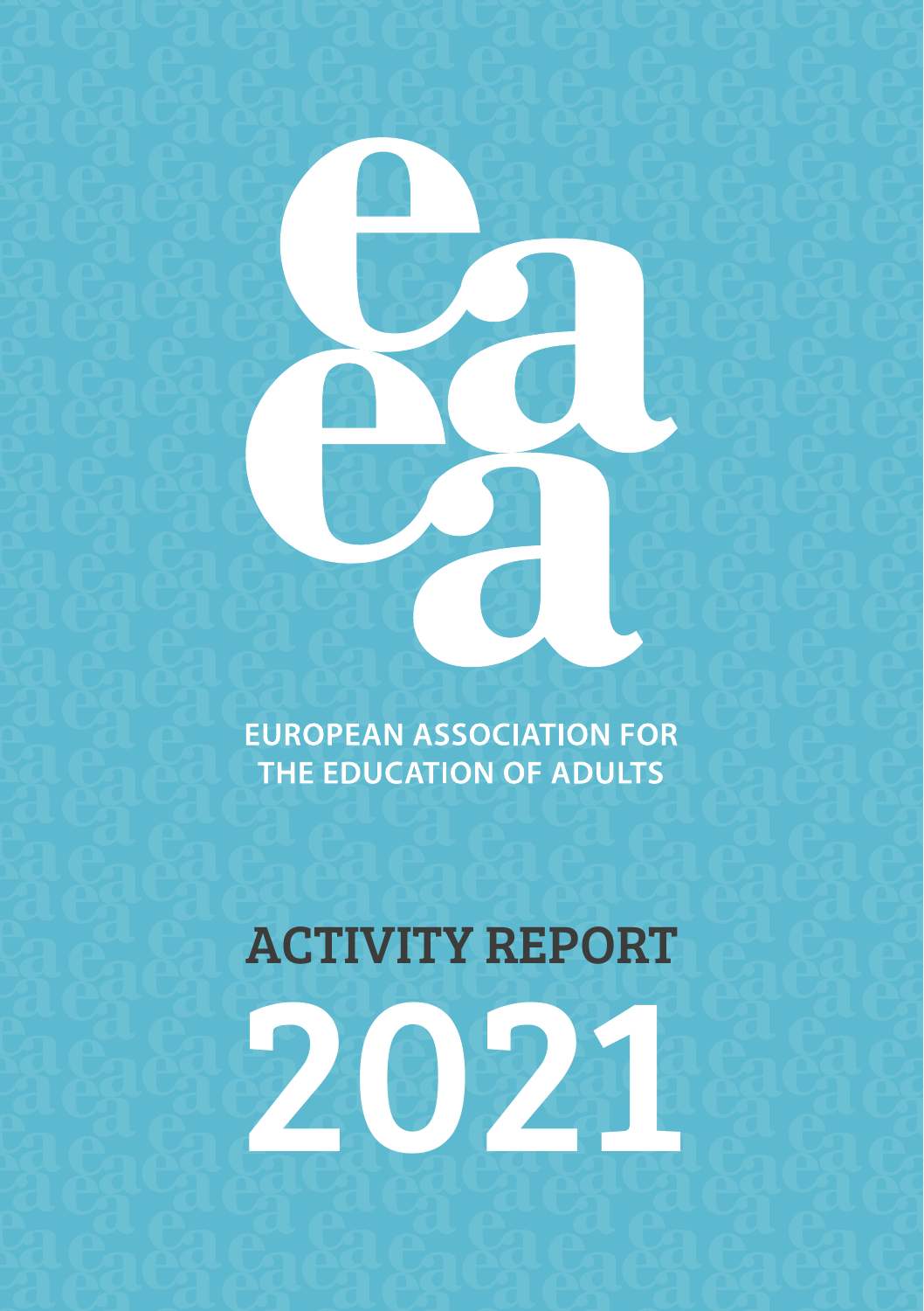EUROPEAN ASSOCIATION FOR THE EDUCATION OF ADULTS

# ACTIVITY REPORT 2021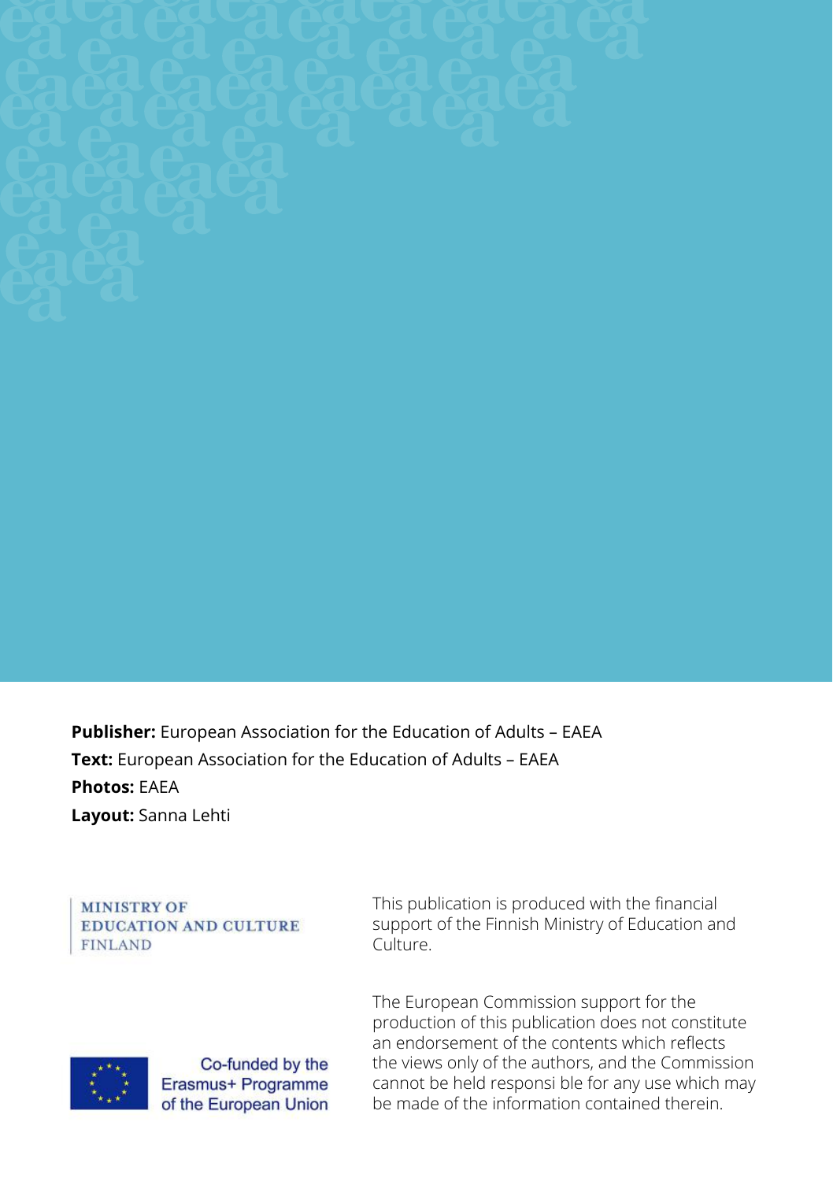**Publisher:** European Association for the Education of Adults – EAEA
**Text:** European Association for the Education of Adults – EAEA
**Photos:** EAEA
**Layout:** Sanna Lehti

MINISTRY OF EDUCATION AND CULTURE FINLAND

This publication is produced with the financial support of the Finnish Ministry of Education and Culture.

Co-funded by the Erasmus+ Programme of the European Union

The European Commission support for the production of this publication does not constitute an endorsement of the contents which reflects the views only of the authors, and the Commission cannot be held responsi ble for any use which may be made of the information contained therein.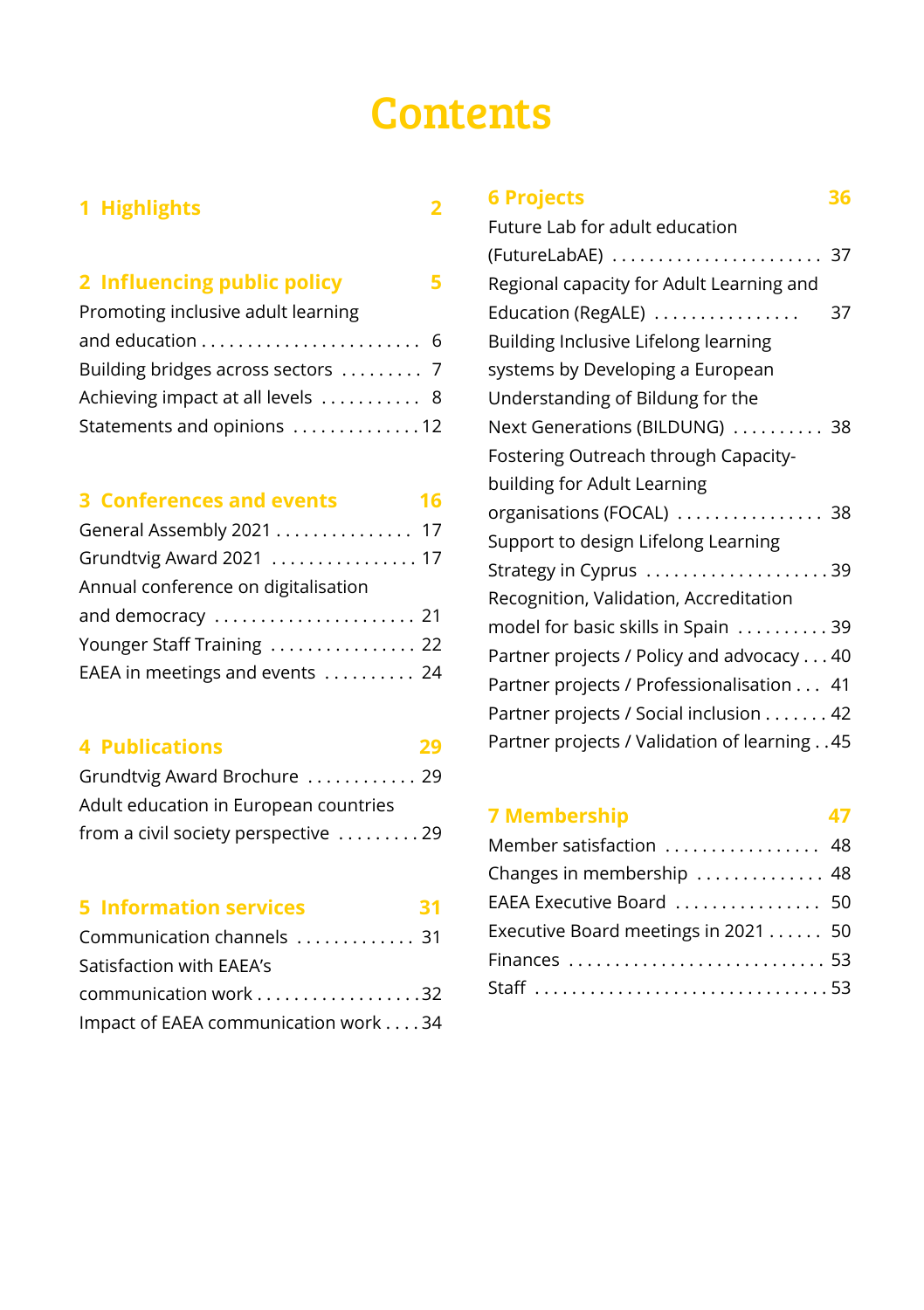# Contents

## 1 Highlights 2

## 2 Influencing public policy 5

- Promoting inclusive adult learning and education . . . 6
- Building bridges across sectors . . . 7
- Achieving impact at all levels . . . 8
- Statements and opinions . . . 12

## 3 Conferences and events 16

- General Assembly 2021 . . . 17
- Grundtvig Award 2021 . . . 17
- Annual conference on digitalisation and democracy . . . 21
- Younger Staff Training . . . 22
- EAEA in meetings and events . . . 24

## 4 Publications 29

- Grundtvig Award Brochure . . . 29
- Adult education in European countries from a civil society perspective . . . 29

## 5 Information services 31

- Communication channels . . . 31
- Satisfaction with EAEA's communication work . . . 32
- Impact of EAEA communication work . . . 34

## 6 Projects 36

- Future Lab for adult education (FutureLabAE) . . . 37
- Regional capacity for Adult Learning and Education (RegALE) . . . 37
- Building Inclusive Lifelong learning systems by Developing a European Understanding of Bildung for the Next Generations (BILDUNG) . . . 38
- Fostering Outreach through Capacity-building for Adult Learning organisations (FOCAL) . . . 38
- Support to design Lifelong Learning Strategy in Cyprus . . . 39
- Recognition, Validation, Accreditation model for basic skills in Spain . . . 39
- Partner projects / Policy and advocacy . . . 40
- Partner projects / Professionalisation . . . 41
- Partner projects / Social inclusion . . . 42
- Partner projects / Validation of learning . . . 45

## 7 Membership 47

- Member satisfaction . . . 48
- Changes in membership . . . 48
- EAEA Executive Board . . . 50
- Executive Board meetings in 2021 . . . 50
- Finances . . . 53
- Staff . . . 53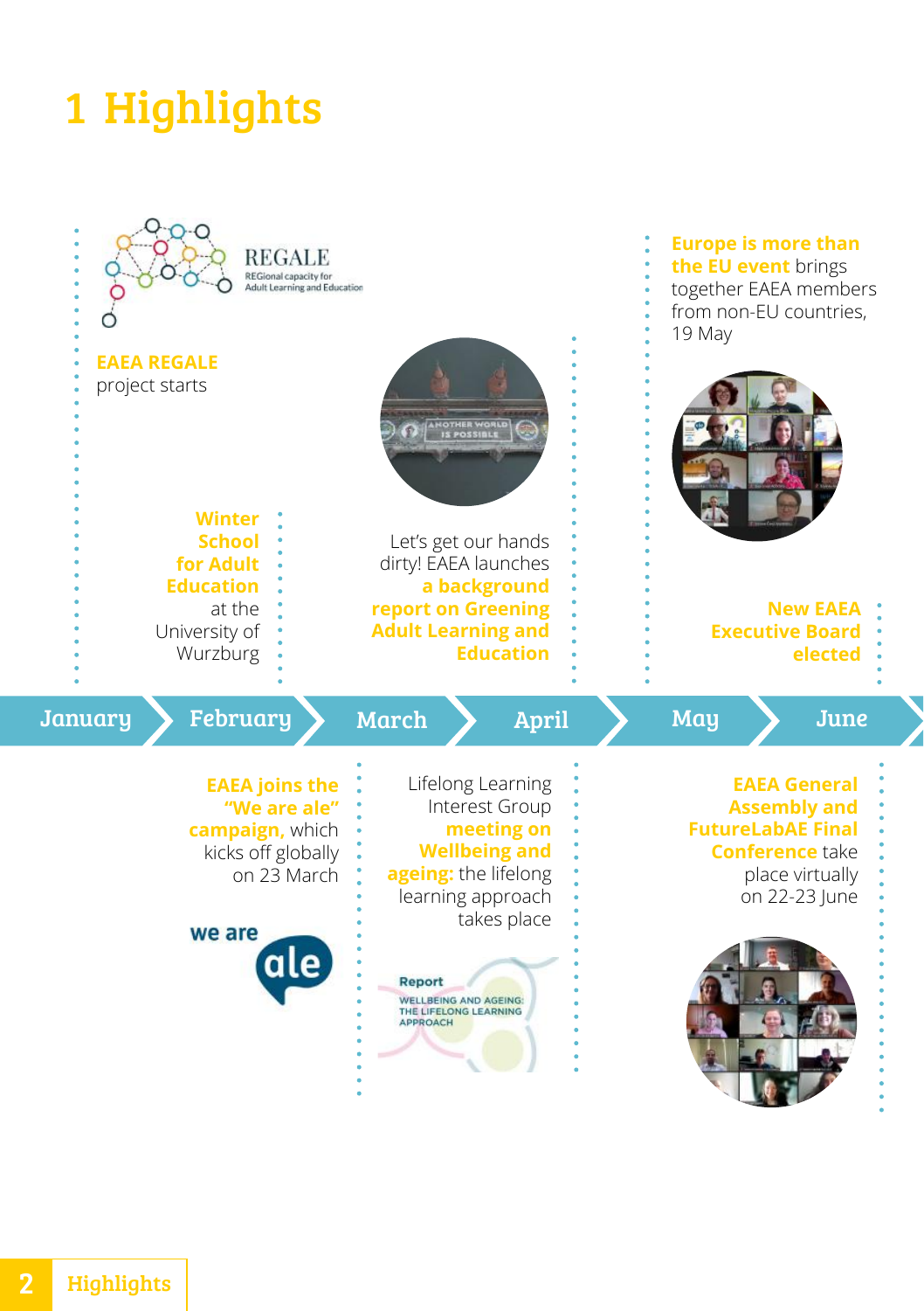# 1 Highlights

**EAEA REGALE** project starts

**Winter School for Adult Education** at the University of Wurzburg

Let's get our hands dirty! EAEA launches **a background report on Greening Adult Learning and Education**

**Europe is more than the EU event** brings together EAEA members from non-EU countries, 19 May

**New EAEA Executive Board elected**

January | February | March | April | May | June

**EAEA joins the "We are ale" campaign,** which kicks off globally on 23 March

Lifelong Learning Interest Group **meeting on Wellbeing and ageing:** the lifelong learning approach takes place

**EAEA General Assembly and FutureLabAE Final Conference** take place virtually on 22-23 June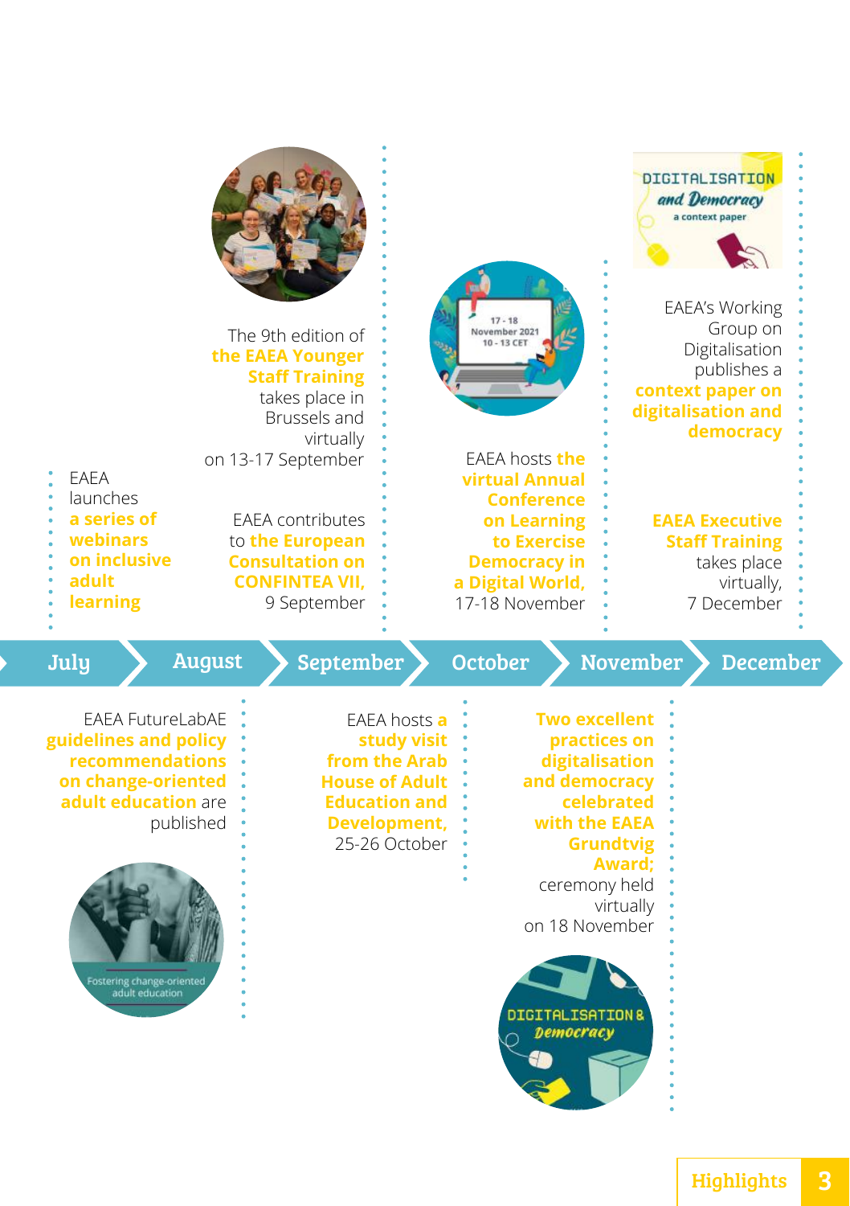## July

EAEA launches **a series of webinars on inclusive adult learning**

EAEA FutureLabAE **guidelines and policy recommendations on change-oriented adult education** are published

## August

## September

The 9th edition of **the EAEA Younger Staff Training** takes place in Brussels and virtually on 13-17 September

EAEA contributes to **the European Consultation on CONFINTEA VII,** 9 September

## October

EAEA hosts **a study visit from the Arab House of Adult Education and Development,** 25-26 October

## November

EAEA hosts **the virtual Annual Conference on Learning to Exercise Democracy in a Digital World,** 17-18 November

**Two excellent practices on digitalisation and democracy celebrated with the EAEA Grundtvig Award;** ceremony held virtually on 18 November

## December

EAEA's Working Group on Digitalisation publishes a **context paper on digitalisation and democracy**

**EAEA Executive Staff Training** takes place virtually, 7 December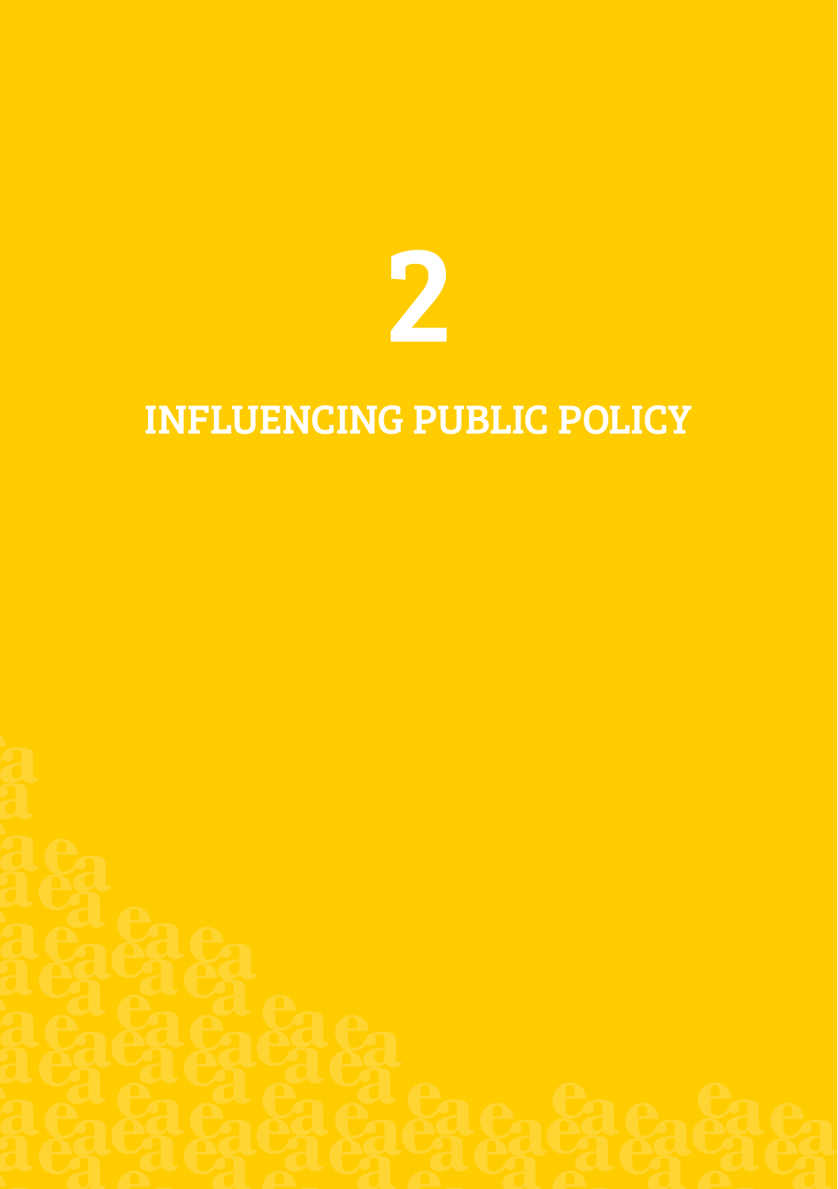# 2

# INFLUENCING PUBLIC POLICY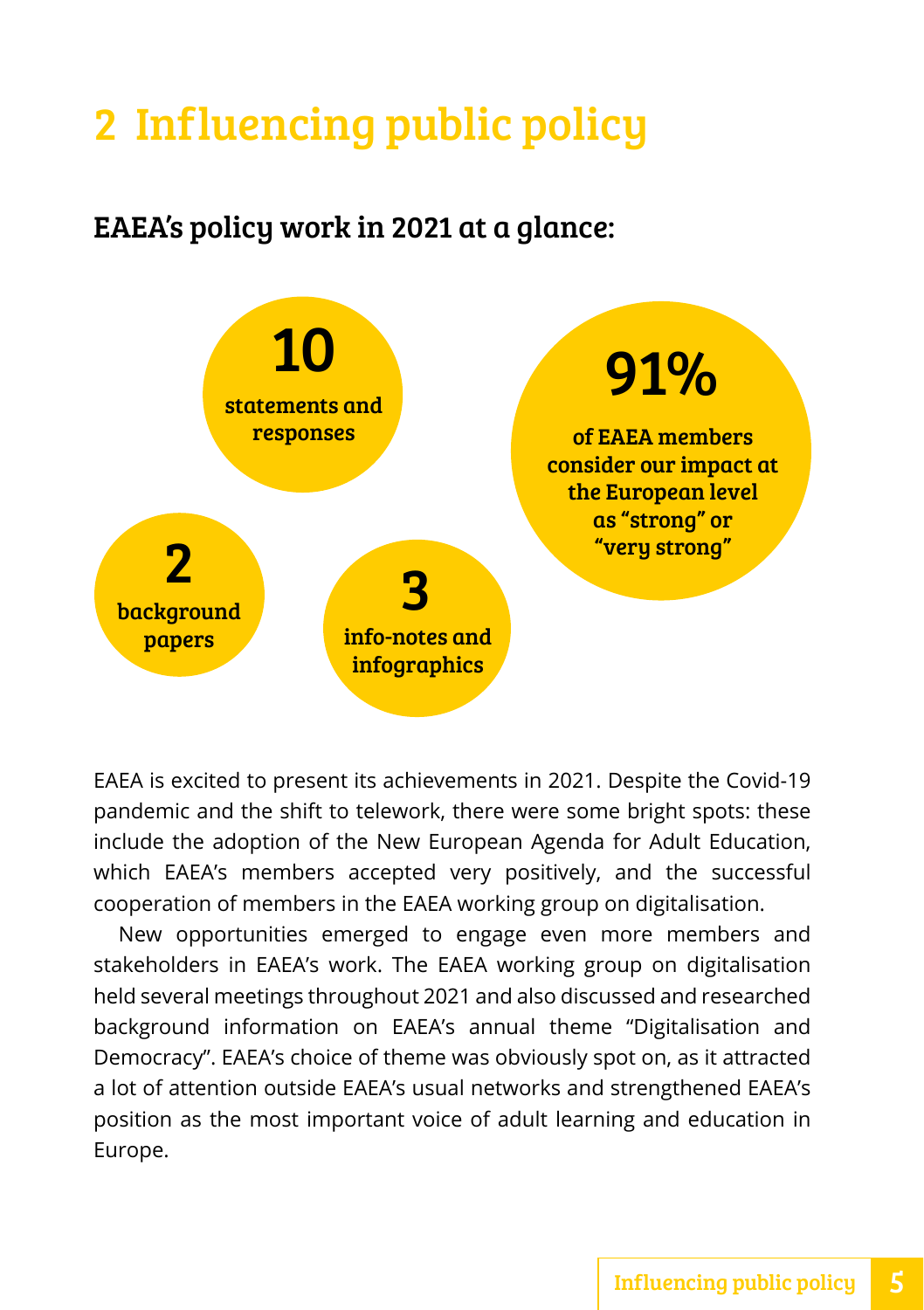# 2 Influencing public policy

## EAEA's policy work in 2021 at a glance:

**10** statements and responses

**91%** of EAEA members consider our impact at the European level as "strong" or "very strong"

**2** background papers

**3** info-notes and infographics

EAEA is excited to present its achievements in 2021. Despite the Covid-19 pandemic and the shift to telework, there were some bright spots: these include the adoption of the New European Agenda for Adult Education, which EAEA's members accepted very positively, and the successful cooperation of members in the EAEA working group on digitalisation.

New opportunities emerged to engage even more members and stakeholders in EAEA's work. The EAEA working group on digitalisation held several meetings throughout 2021 and also discussed and researched background information on EAEA's annual theme "Digitalisation and Democracy". EAEA's choice of theme was obviously spot on, as it attracted a lot of attention outside EAEA's usual networks and strengthened EAEA's position as the most important voice of adult learning and education in Europe.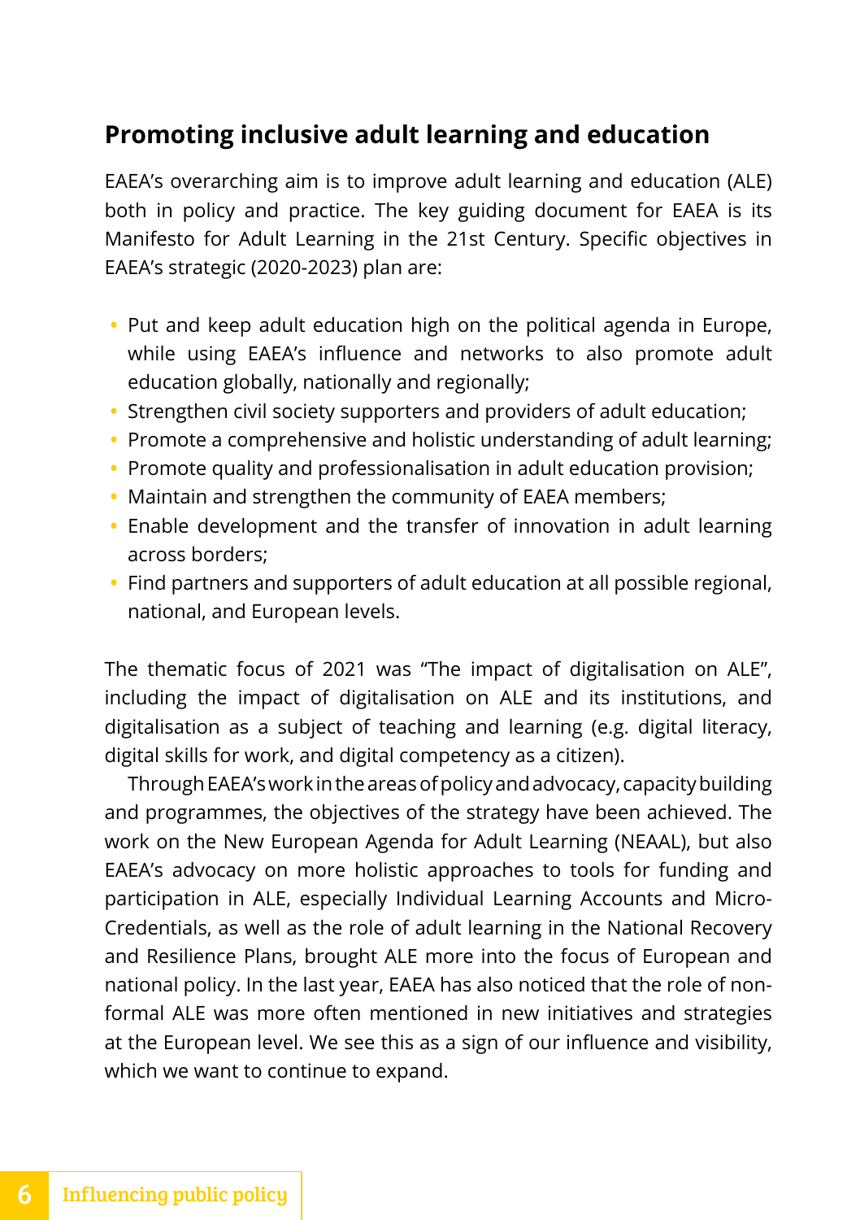## Promoting inclusive adult learning and education

EAEA's overarching aim is to improve adult learning and education (ALE) both in policy and practice. The key guiding document for EAEA is its Manifesto for Adult Learning in the 21st Century. Specific objectives in EAEA's strategic (2020-2023) plan are:

- Put and keep adult education high on the political agenda in Europe, while using EAEA's influence and networks to also promote adult education globally, nationally and regionally;
- Strengthen civil society supporters and providers of adult education;
- Promote a comprehensive and holistic understanding of adult learning;
- Promote quality and professionalisation in adult education provision;
- Maintain and strengthen the community of EAEA members;
- Enable development and the transfer of innovation in adult learning across borders;
- Find partners and supporters of adult education at all possible regional, national, and European levels.

The thematic focus of 2021 was "The impact of digitalisation on ALE", including the impact of digitalisation on ALE and its institutions, and digitalisation as a subject of teaching and learning (e.g. digital literacy, digital skills for work, and digital competency as a citizen).

Through EAEA's work in the areas of policy and advocacy, capacity building and programmes, the objectives of the strategy have been achieved. The work on the New European Agenda for Adult Learning (NEAAL), but also EAEA's advocacy on more holistic approaches to tools for funding and participation in ALE, especially Individual Learning Accounts and Micro-Credentials, as well as the role of adult learning in the National Recovery and Resilience Plans, brought ALE more into the focus of European and national policy. In the last year, EAEA has also noticed that the role of non-formal ALE was more often mentioned in new initiatives and strategies at the European level. We see this as a sign of our influence and visibility, which we want to continue to expand.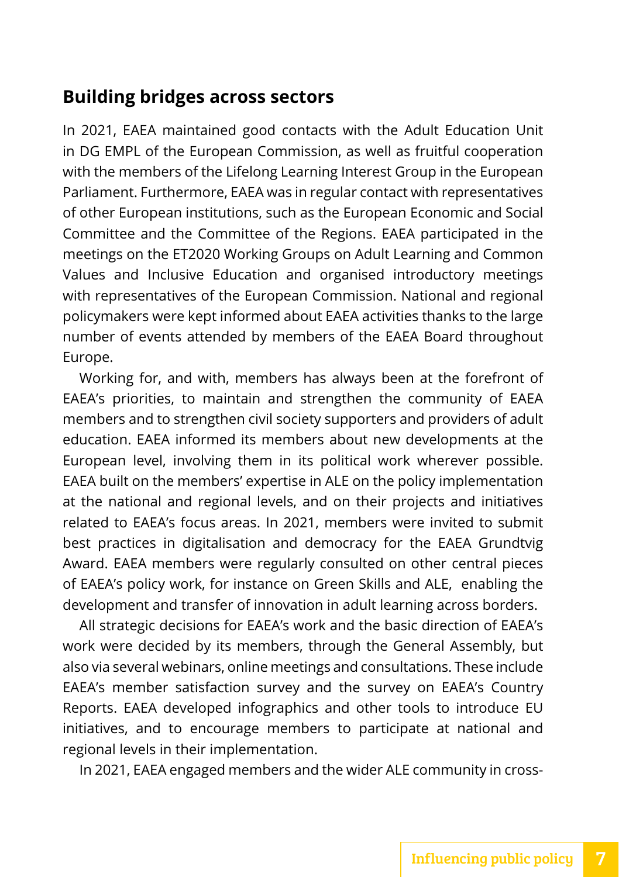## Building bridges across sectors

In 2021, EAEA maintained good contacts with the Adult Education Unit in DG EMPL of the European Commission, as well as fruitful cooperation with the members of the Lifelong Learning Interest Group in the European Parliament. Furthermore, EAEA was in regular contact with representatives of other European institutions, such as the European Economic and Social Committee and the Committee of the Regions. EAEA participated in the meetings on the ET2020 Working Groups on Adult Learning and Common Values and Inclusive Education and organised introductory meetings with representatives of the European Commission. National and regional policymakers were kept informed about EAEA activities thanks to the large number of events attended by members of the EAEA Board throughout Europe.

Working for, and with, members has always been at the forefront of EAEA's priorities, to maintain and strengthen the community of EAEA members and to strengthen civil society supporters and providers of adult education. EAEA informed its members about new developments at the European level, involving them in its political work wherever possible. EAEA built on the members' expertise in ALE on the policy implementation at the national and regional levels, and on their projects and initiatives related to EAEA's focus areas. In 2021, members were invited to submit best practices in digitalisation and democracy for the EAEA Grundtvig Award. EAEA members were regularly consulted on other central pieces of EAEA's policy work, for instance on Green Skills and ALE, enabling the development and transfer of innovation in adult learning across borders.

All strategic decisions for EAEA's work and the basic direction of EAEA's work were decided by its members, through the General Assembly, but also via several webinars, online meetings and consultations. These include EAEA's member satisfaction survey and the survey on EAEA's Country Reports. EAEA developed infographics and other tools to introduce EU initiatives, and to encourage members to participate at national and regional levels in their implementation.

In 2021, EAEA engaged members and the wider ALE community in cross-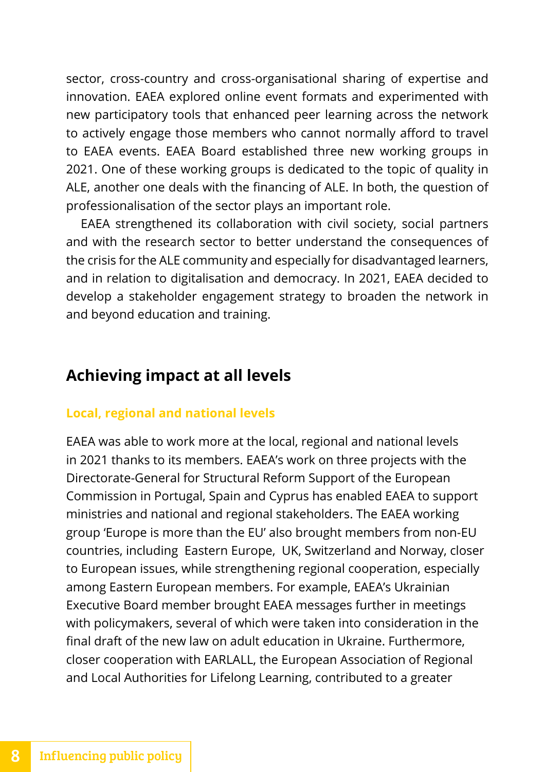sector, cross-country and cross-organisational sharing of expertise and innovation. EAEA explored online event formats and experimented with new participatory tools that enhanced peer learning across the network to actively engage those members who cannot normally afford to travel to EAEA events. EAEA Board established three new working groups in 2021. One of these working groups is dedicated to the topic of quality in ALE, another one deals with the financing of ALE. In both, the question of professionalisation of the sector plays an important role.

EAEA strengthened its collaboration with civil society, social partners and with the research sector to better understand the consequences of the crisis for the ALE community and especially for disadvantaged learners, and in relation to digitalisation and democracy. In 2021, EAEA decided to develop a stakeholder engagement strategy to broaden the network in and beyond education and training.

## Achieving impact at all levels

### Local, regional and national levels

EAEA was able to work more at the local, regional and national levels in 2021 thanks to its members. EAEA's work on three projects with the Directorate-General for Structural Reform Support of the European Commission in Portugal, Spain and Cyprus has enabled EAEA to support ministries and national and regional stakeholders. The EAEA working group 'Europe is more than the EU' also brought members from non-EU countries, including Eastern Europe, UK, Switzerland and Norway, closer to European issues, while strengthening regional cooperation, especially among Eastern European members. For example, EAEA's Ukrainian Executive Board member brought EAEA messages further in meetings with policymakers, several of which were taken into consideration in the final draft of the new law on adult education in Ukraine. Furthermore, closer cooperation with EARLALL, the European Association of Regional and Local Authorities for Lifelong Learning, contributed to a greater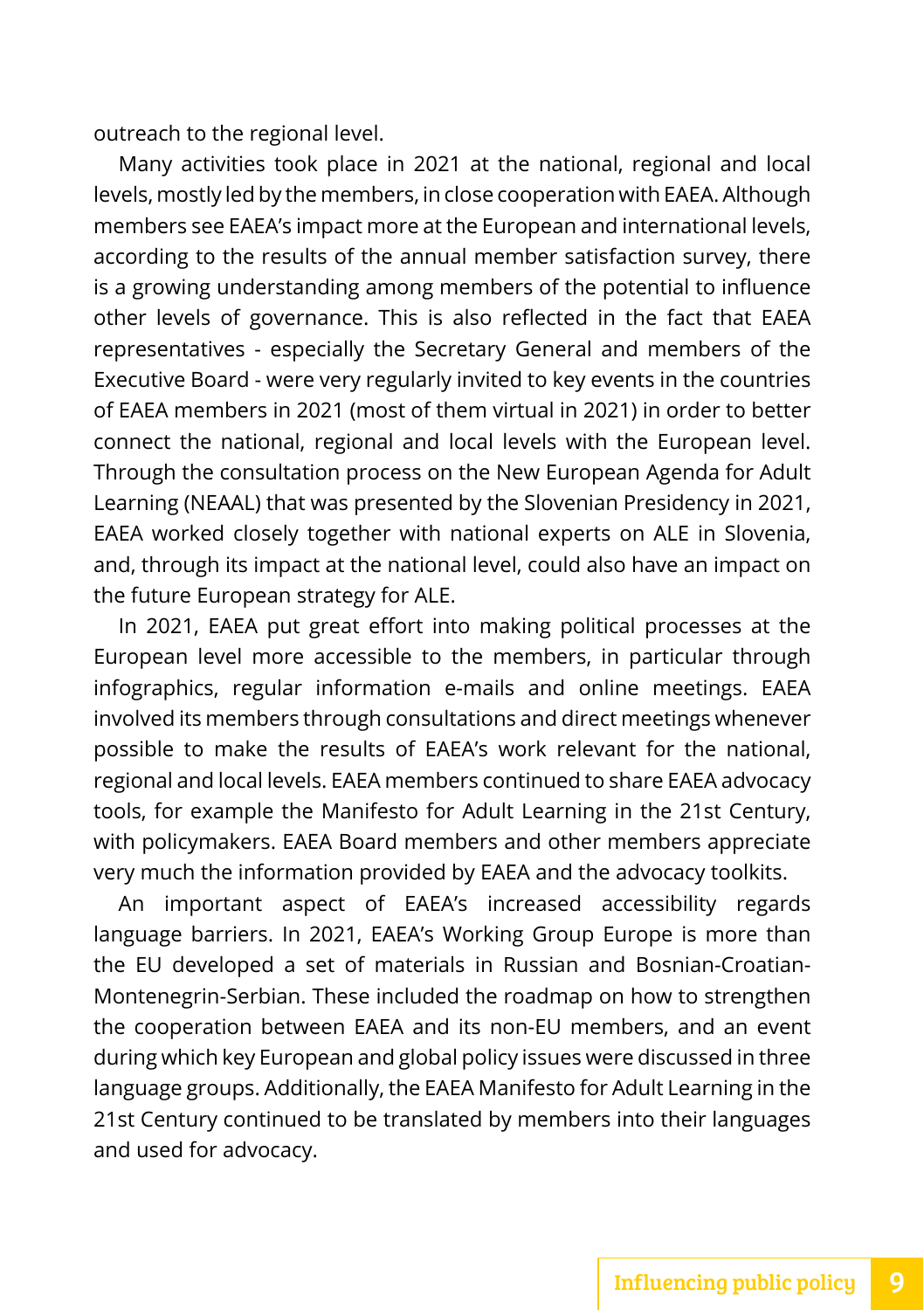outreach to the regional level.

Many activities took place in 2021 at the national, regional and local levels, mostly led by the members, in close cooperation with EAEA. Although members see EAEA's impact more at the European and international levels, according to the results of the annual member satisfaction survey, there is a growing understanding among members of the potential to influence other levels of governance. This is also reflected in the fact that EAEA representatives - especially the Secretary General and members of the Executive Board - were very regularly invited to key events in the countries of EAEA members in 2021 (most of them virtual in 2021) in order to better connect the national, regional and local levels with the European level. Through the consultation process on the New European Agenda for Adult Learning (NEAAL) that was presented by the Slovenian Presidency in 2021, EAEA worked closely together with national experts on ALE in Slovenia, and, through its impact at the national level, could also have an impact on the future European strategy for ALE.

In 2021, EAEA put great effort into making political processes at the European level more accessible to the members, in particular through infographics, regular information e-mails and online meetings. EAEA involved its members through consultations and direct meetings whenever possible to make the results of EAEA's work relevant for the national, regional and local levels. EAEA members continued to share EAEA advocacy tools, for example the Manifesto for Adult Learning in the 21st Century, with policymakers. EAEA Board members and other members appreciate very much the information provided by EAEA and the advocacy toolkits.

An important aspect of EAEA's increased accessibility regards language barriers. In 2021, EAEA's Working Group Europe is more than the EU developed a set of materials in Russian and Bosnian-Croatian-Montenegrin-Serbian. These included the roadmap on how to strengthen the cooperation between EAEA and its non-EU members, and an event during which key European and global policy issues were discussed in three language groups. Additionally, the EAEA Manifesto for Adult Learning in the 21st Century continued to be translated by members into their languages and used for advocacy.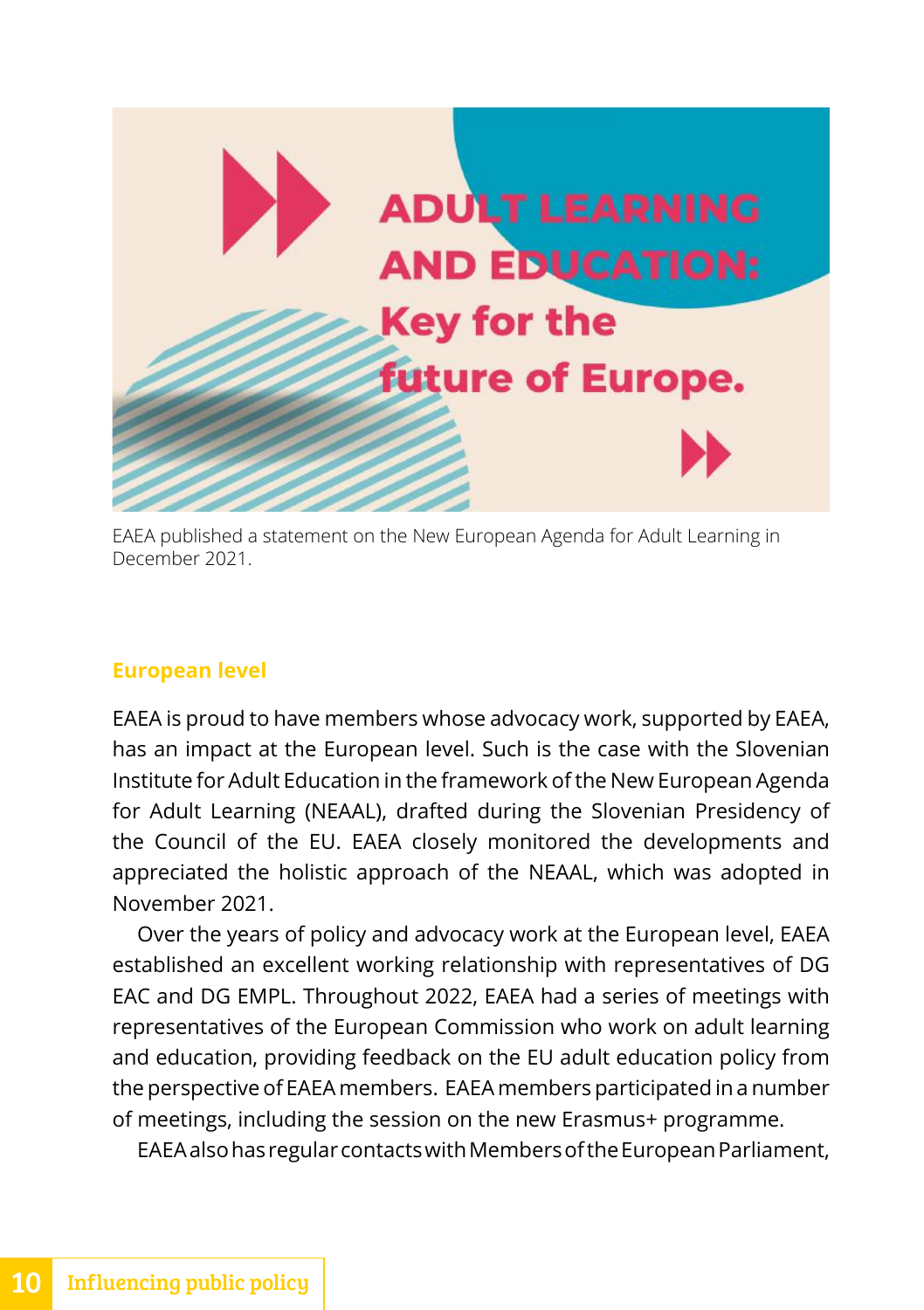EAEA published a statement on the New European Agenda for Adult Learning in December 2021.

### European level

EAEA is proud to have members whose advocacy work, supported by EAEA, has an impact at the European level. Such is the case with the Slovenian Institute for Adult Education in the framework of the New European Agenda for Adult Learning (NEAAL), drafted during the Slovenian Presidency of the Council of the EU. EAEA closely monitored the developments and appreciated the holistic approach of the NEAAL, which was adopted in November 2021.

Over the years of policy and advocacy work at the European level, EAEA established an excellent working relationship with representatives of DG EAC and DG EMPL. Throughout 2022, EAEA had a series of meetings with representatives of the European Commission who work on adult learning and education, providing feedback on the EU adult education policy from the perspective of EAEA members. EAEA members participated in a number of meetings, including the session on the new Erasmus+ programme.

EAEA also has regular contacts with Members of the European Parliament,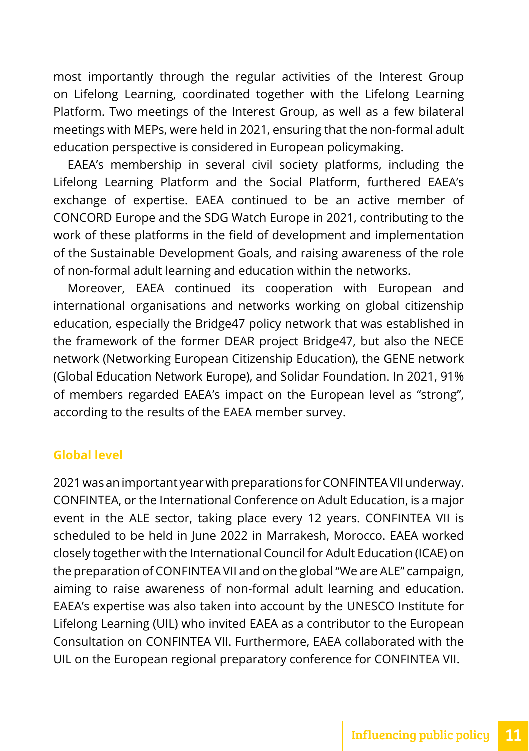most importantly through the regular activities of the Interest Group on Lifelong Learning, coordinated together with the Lifelong Learning Platform. Two meetings of the Interest Group, as well as a few bilateral meetings with MEPs, were held in 2021, ensuring that the non-formal adult education perspective is considered in European policymaking.

EAEA's membership in several civil society platforms, including the Lifelong Learning Platform and the Social Platform, furthered EAEA's exchange of expertise. EAEA continued to be an active member of CONCORD Europe and the SDG Watch Europe in 2021, contributing to the work of these platforms in the field of development and implementation of the Sustainable Development Goals, and raising awareness of the role of non-formal adult learning and education within the networks.

Moreover, EAEA continued its cooperation with European and international organisations and networks working on global citizenship education, especially the Bridge47 policy network that was established in the framework of the former DEAR project Bridge47, but also the NECE network (Networking European Citizenship Education), the GENE network (Global Education Network Europe), and Solidar Foundation. In 2021, 91% of members regarded EAEA's impact on the European level as "strong", according to the results of the EAEA member survey.

### Global level

2021 was an important year with preparations for CONFINTEA VII underway. CONFINTEA, or the International Conference on Adult Education, is a major event in the ALE sector, taking place every 12 years. CONFINTEA VII is scheduled to be held in June 2022 in Marrakesh, Morocco. EAEA worked closely together with the International Council for Adult Education (ICAE) on the preparation of CONFINTEA VII and on the global "We are ALE" campaign, aiming to raise awareness of non-formal adult learning and education. EAEA's expertise was also taken into account by the UNESCO Institute for Lifelong Learning (UIL) who invited EAEA as a contributor to the European Consultation on CONFINTEA VII. Furthermore, EAEA collaborated with the UIL on the European regional preparatory conference for CONFINTEA VII.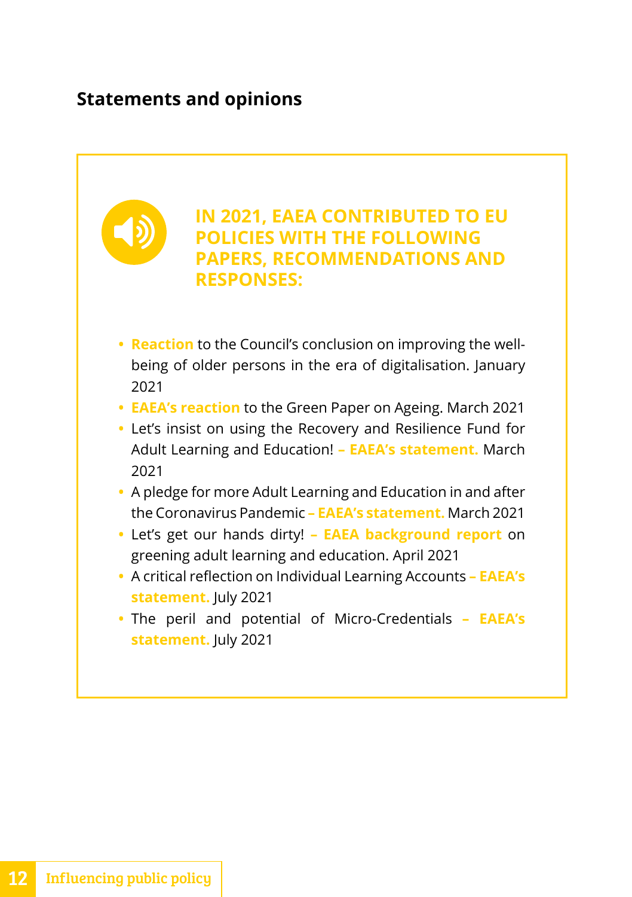## Statements and opinions

### IN 2021, EAEA CONTRIBUTED TO EU POLICIES WITH THE FOLLOWING PAPERS, RECOMMENDATIONS AND RESPONSES:

- **Reaction** to the Council's conclusion on improving the well-being of older persons in the era of digitalisation. January 2021
- **EAEA's reaction** to the Green Paper on Ageing. March 2021
- Let's insist on using the Recovery and Resilience Fund for Adult Learning and Education! **– EAEA's statement.** March 2021
- A pledge for more Adult Learning and Education in and after the Coronavirus Pandemic **– EAEA's statement.** March 2021
- Let's get our hands dirty! **– EAEA background report** on greening adult learning and education. April 2021
- A critical reflection on Individual Learning Accounts **– EAEA's statement.** July 2021
- The peril and potential of Micro-Credentials **– EAEA's statement.** July 2021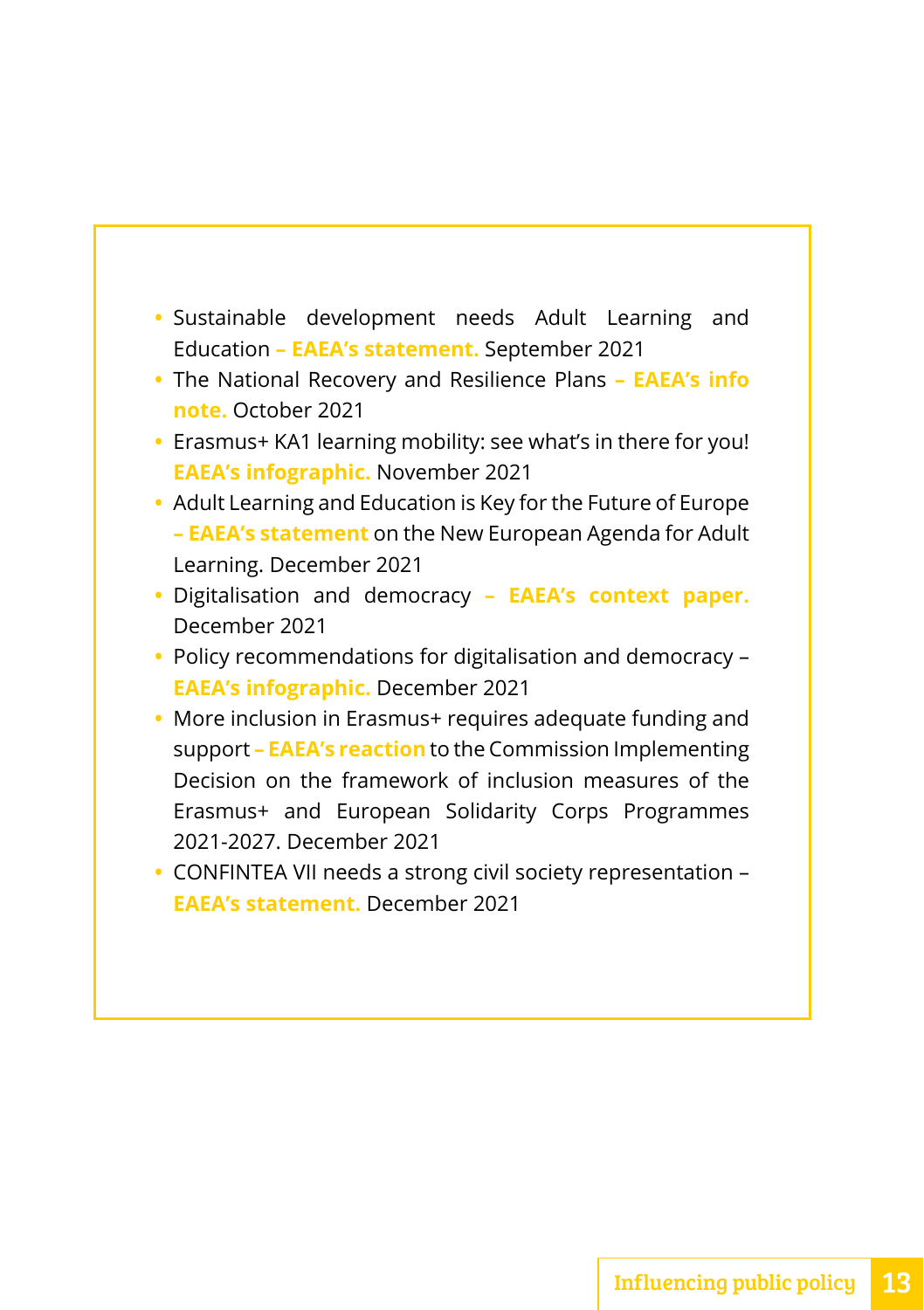- Sustainable development needs Adult Learning and Education **– EAEA's statement.** September 2021
- The National Recovery and Resilience Plans **– EAEA's info note.** October 2021
- Erasmus+ KA1 learning mobility: see what's in there for you! **EAEA's infographic.** November 2021
- Adult Learning and Education is Key for the Future of Europe **– EAEA's statement** on the New European Agenda for Adult Learning. December 2021
- Digitalisation and democracy **– EAEA's context paper.** December 2021
- Policy recommendations for digitalisation and democracy – **EAEA's infographic.** December 2021
- More inclusion in Erasmus+ requires adequate funding and support **– EAEA's reaction** to the Commission Implementing Decision on the framework of inclusion measures of the Erasmus+ and European Solidarity Corps Programmes 2021-2027. December 2021
- CONFINTEA VII needs a strong civil society representation – **EAEA's statement.** December 2021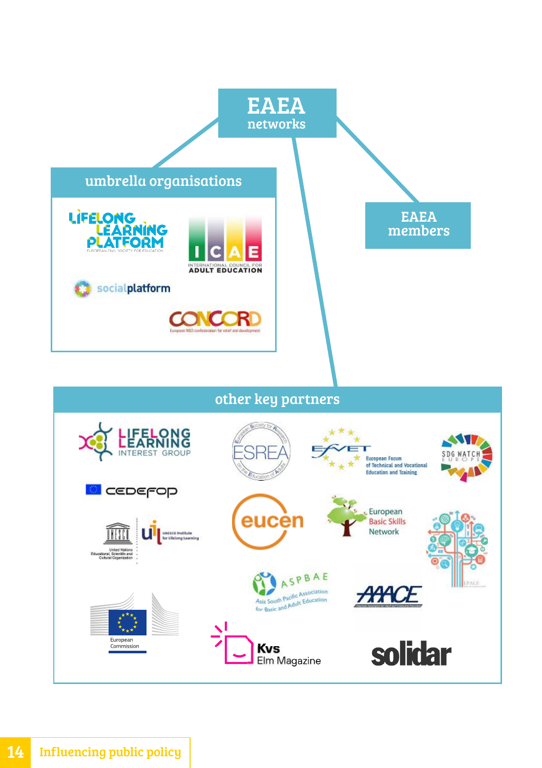# EAEA networks

## umbrella organisations

- Lifelong Learning Platform – European Civil Society for Education
- ICAE – International Council for Adult Education
- Social Platform
- CONCORD – European NGO confederation for relief and development

## EAEA members

## other key partners

- Lifelong Learning Interest Group
- ESREA – European Society for Research on the Education of Adults
- EfVET – European Forum of Technical and Vocational Education and Training
- SDG Watch Europe
- Cedefop
- eucen
- European Basic Skills Network
- UNESCO – United Nations Educational, Scientific and Cultural Organization / UIL – UNESCO Institute for Lifelong Learning
- EPALE
- ASPBAE – Asia South Pacific Association for Basic and Adult Education
- AAACE
- European Commission
- Kvs Elm Magazine
- solidar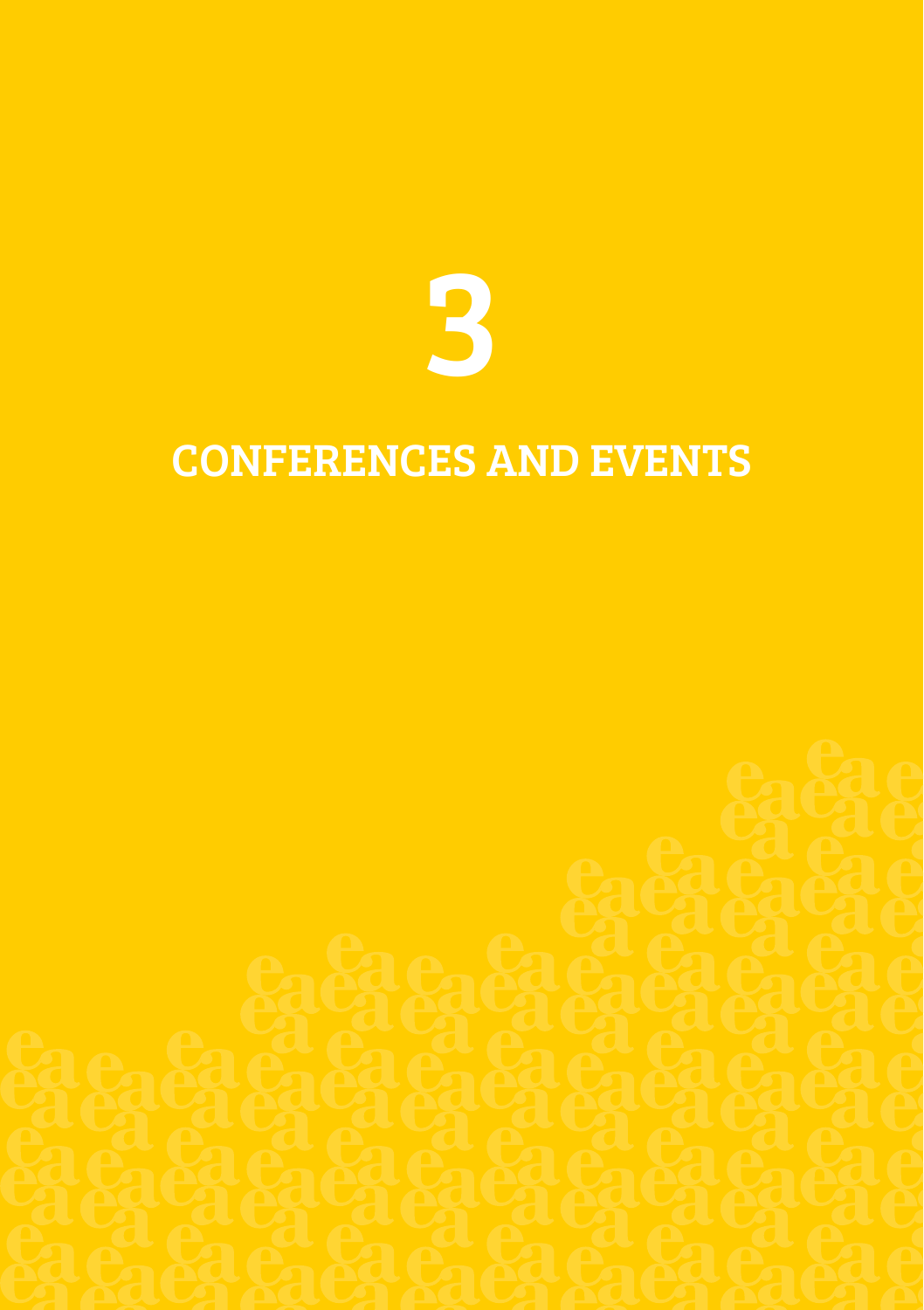# 3

# CONFERENCES AND EVENTS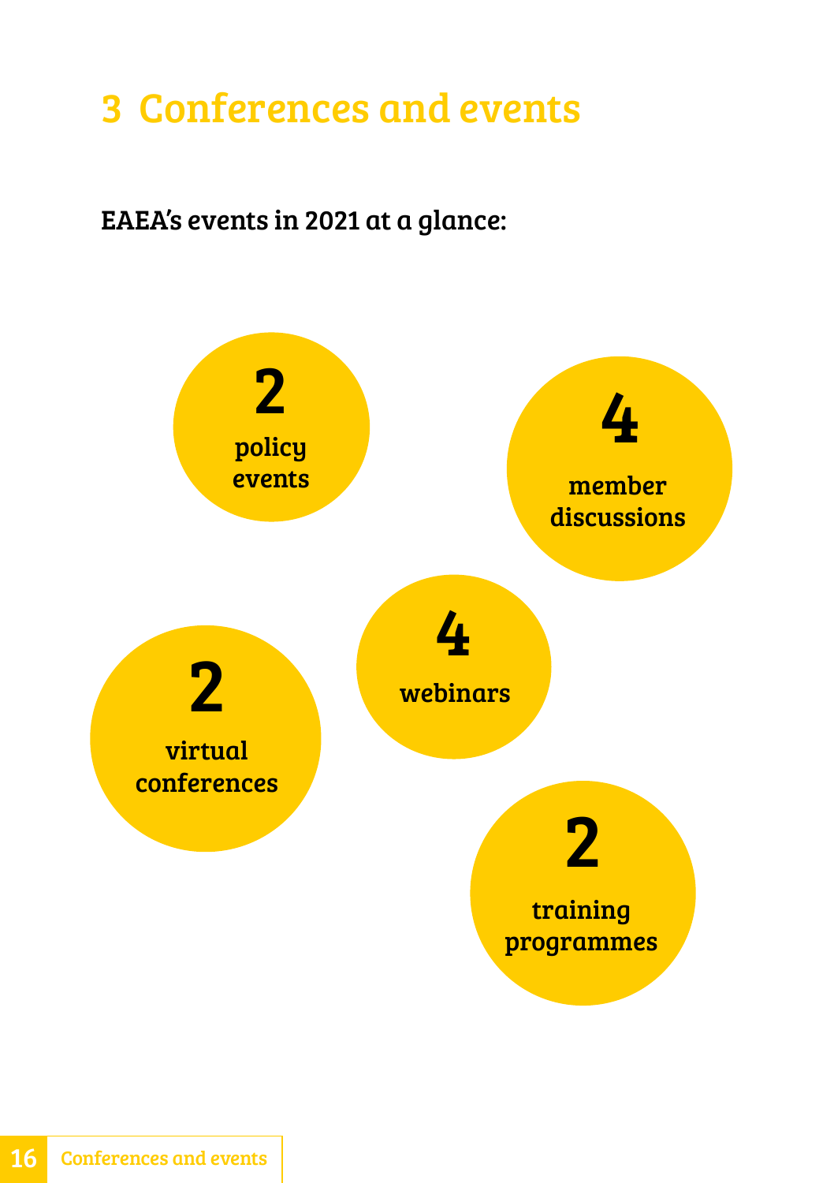# 3 Conferences and events

EAEA's events in 2021 at a glance:

**2** policy events

**4** member discussions

**4** webinars

**2** virtual conferences

**2** training programmes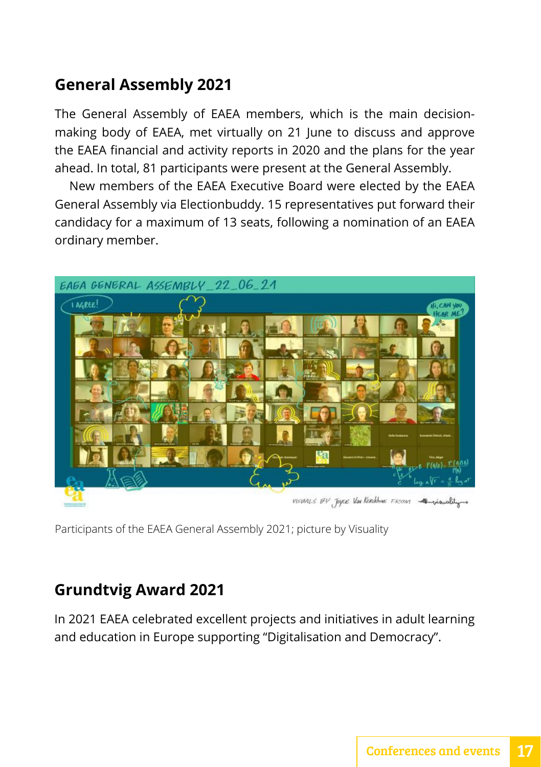## General Assembly 2021

The General Assembly of EAEA members, which is the main decision-making body of EAEA, met virtually on 21 June to discuss and approve the EAEA financial and activity reports in 2020 and the plans for the year ahead. In total, 81 participants were present at the General Assembly.

New members of the EAEA Executive Board were elected by the EAEA General Assembly via Electionbuddy. 15 representatives put forward their candidacy for a maximum of 13 seats, following a nomination of an EAEA ordinary member.

Participants of the EAEA General Assembly 2021; picture by Visuality

## Grundtvig Award 2021

In 2021 EAEA celebrated excellent projects and initiatives in adult learning and education in Europe supporting "Digitalisation and Democracy".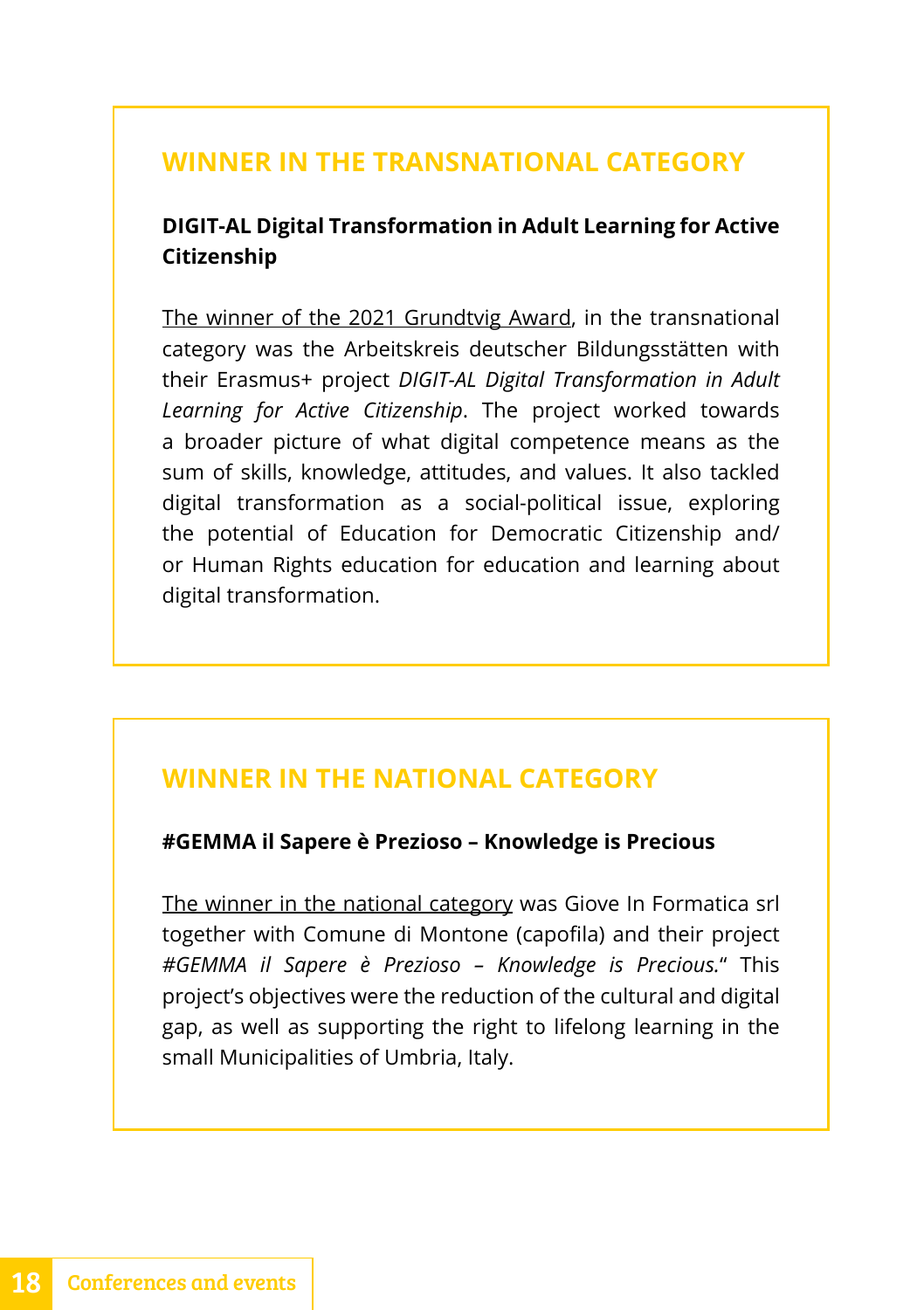## WINNER IN THE TRANSNATIONAL CATEGORY

**DIGIT-AL Digital Transformation in Adult Learning for Active Citizenship**

The winner of the 2021 Grundtvig Award, in the transnational category was the Arbeitskreis deutscher Bildungsstätten with their Erasmus+ project *DIGIT-AL Digital Transformation in Adult Learning for Active Citizenship*. The project worked towards a broader picture of what digital competence means as the sum of skills, knowledge, attitudes, and values. It also tackled digital transformation as a social-political issue, exploring the potential of Education for Democratic Citizenship and/ or Human Rights education for education and learning about digital transformation.

## WINNER IN THE NATIONAL CATEGORY

**#GEMMA il Sapere è Prezioso – Knowledge is Precious**

The winner in the national category was Giove In Formatica srl together with Comune di Montone (capofila) and their project *#GEMMA il Sapere è Prezioso – Knowledge is Precious.*" This project's objectives were the reduction of the cultural and digital gap, as well as supporting the right to lifelong learning in the small Municipalities of Umbria, Italy.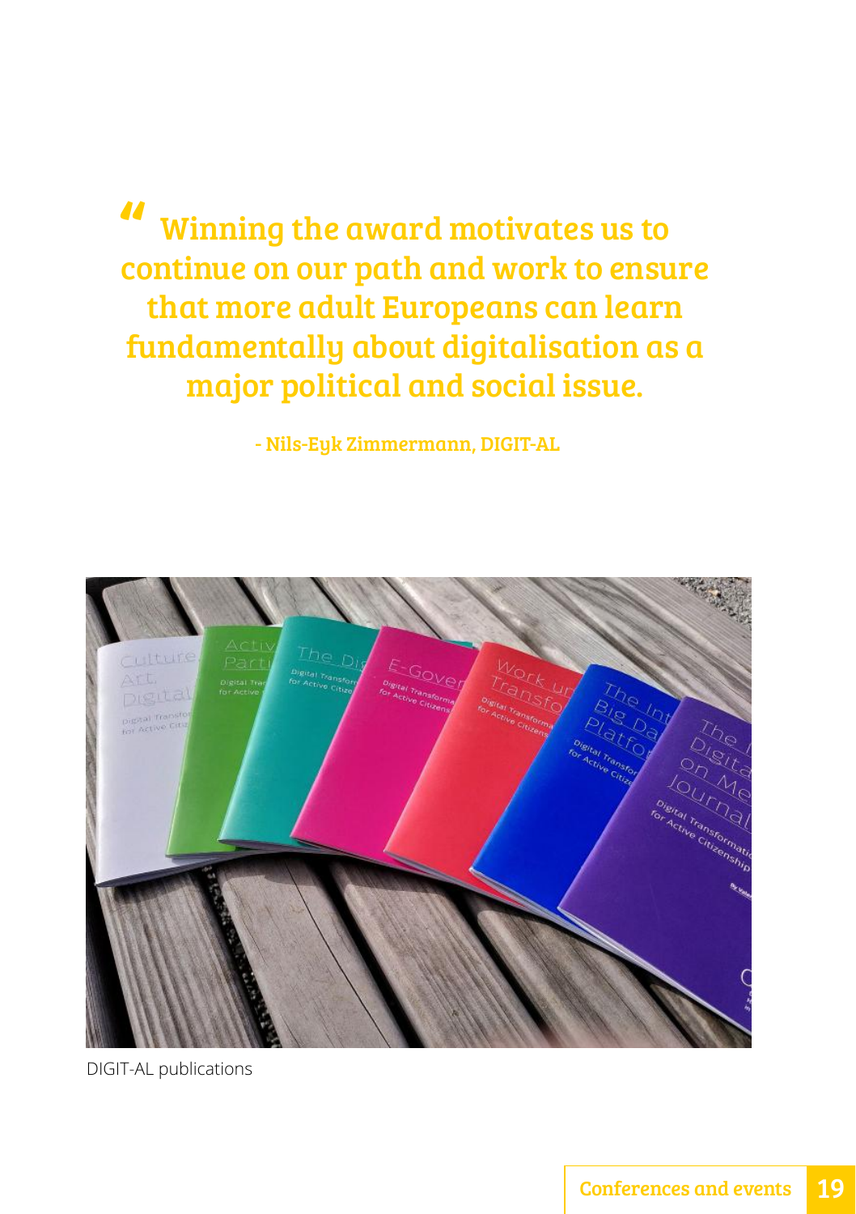> "Winning the award motivates us to continue on our path and work to ensure that more adult Europeans can learn fundamentally about digitalisation as a major political and social issue.
>
> \- Nils-Eyk Zimmermann, DIGIT-AL

DIGIT-AL publications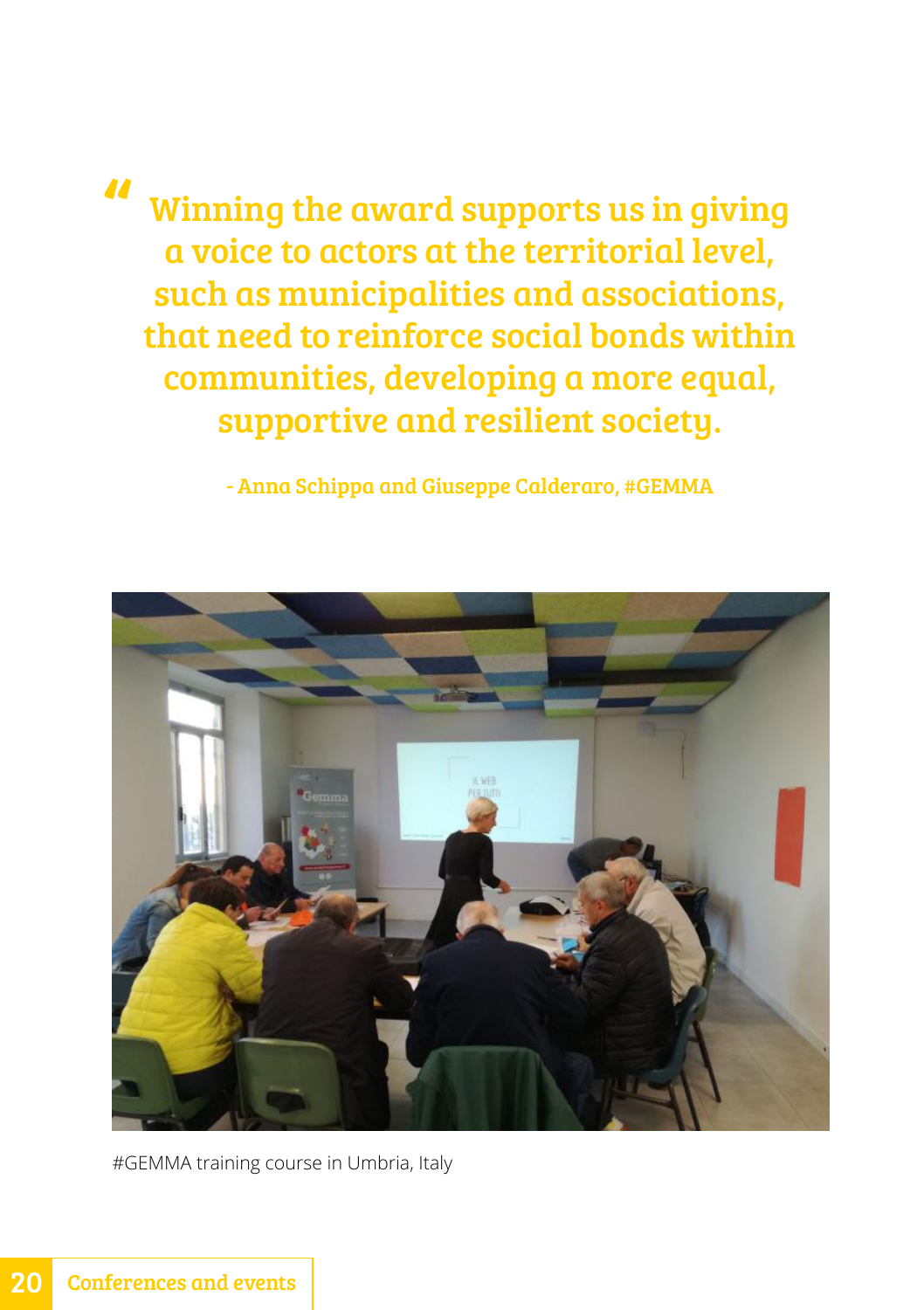> "Winning the award supports us in giving a voice to actors at the territorial level, such as municipalities and associations, that need to reinforce social bonds within communities, developing a more equal, supportive and resilient society.
>
> - Anna Schippa and Giuseppe Calderaro, #GEMMA

#GEMMA training course in Umbria, Italy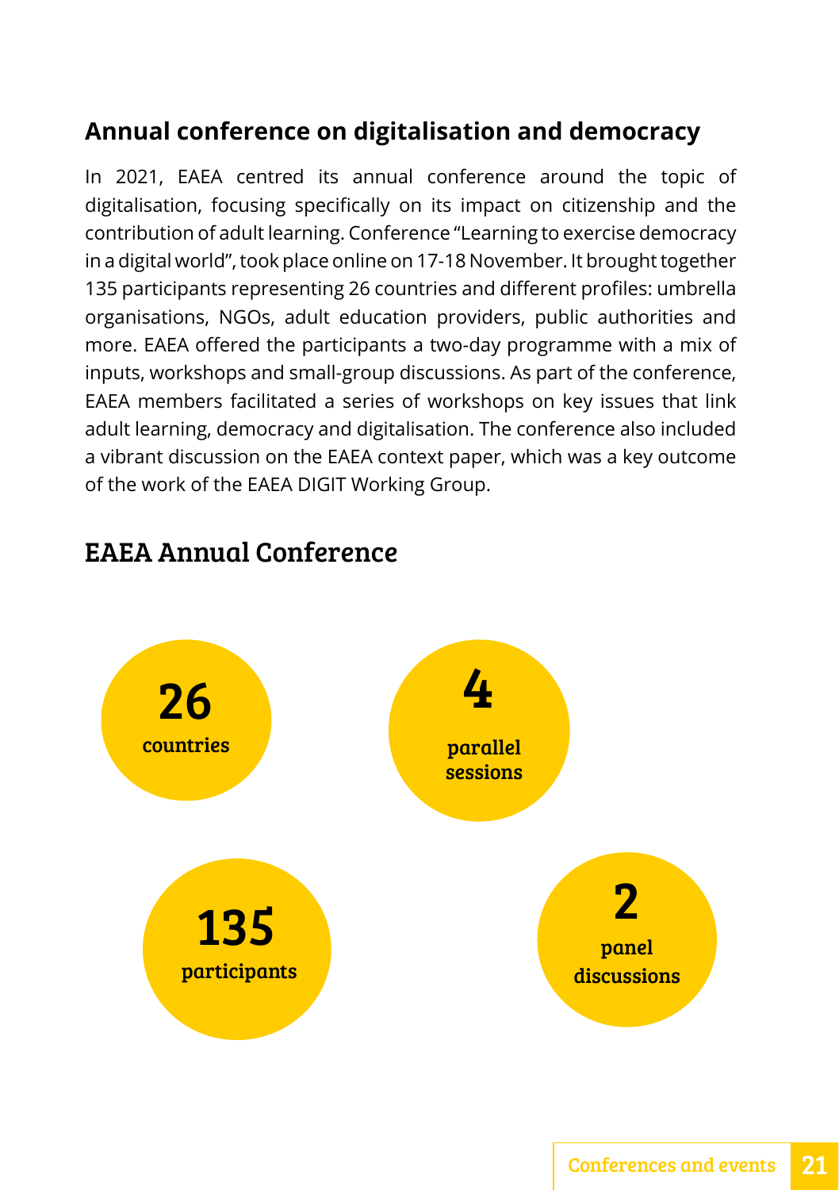## Annual conference on digitalisation and democracy

In 2021, EAEA centred its annual conference around the topic of digitalisation, focusing specifically on its impact on citizenship and the contribution of adult learning. Conference "Learning to exercise democracy in a digital world", took place online on 17-18 November. It brought together 135 participants representing 26 countries and different profiles: umbrella organisations, NGOs, adult education providers, public authorities and more. EAEA offered the participants a two-day programme with a mix of inputs, workshops and small-group discussions. As part of the conference, EAEA members facilitated a series of workshops on key issues that link adult learning, democracy and digitalisation. The conference also included a vibrant discussion on the EAEA context paper, which was a key outcome of the work of the EAEA DIGIT Working Group.

## EAEA Annual Conference

**26** countries

**4** parallel sessions

**135** participants

**2** panel discussions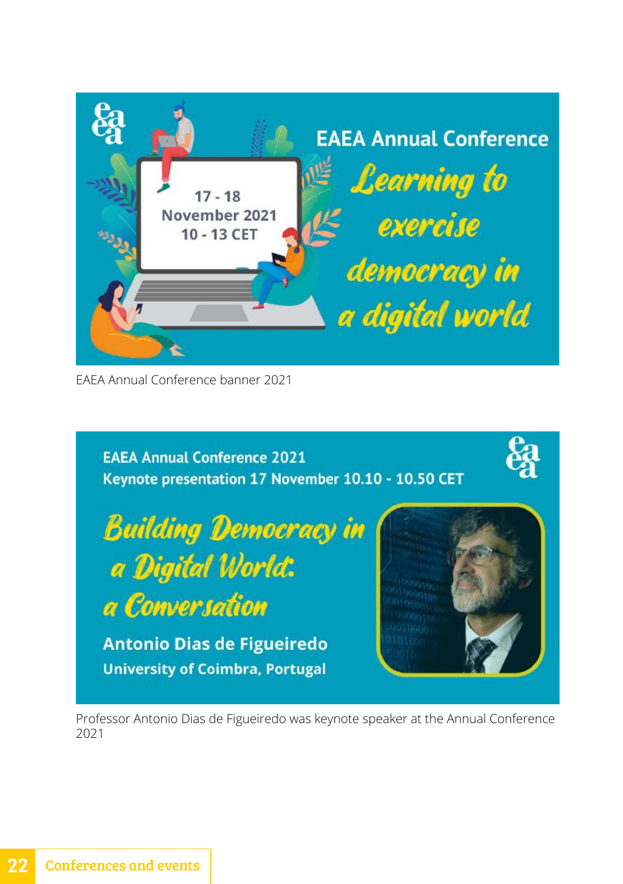EAEA Annual Conference

17 - 18 November 2021 10 - 13 CET

Learning to exercise democracy in a digital world

EAEA Annual Conference banner 2021

EAEA Annual Conference 2021
Keynote presentation 17 November 10.10 - 10.50 CET

Building Democracy in a Digital World: a Conversation

Antonio Dias de Figueiredo
University of Coimbra, Portugal

Professor Antonio Dias de Figueiredo was keynote speaker at the Annual Conference 2021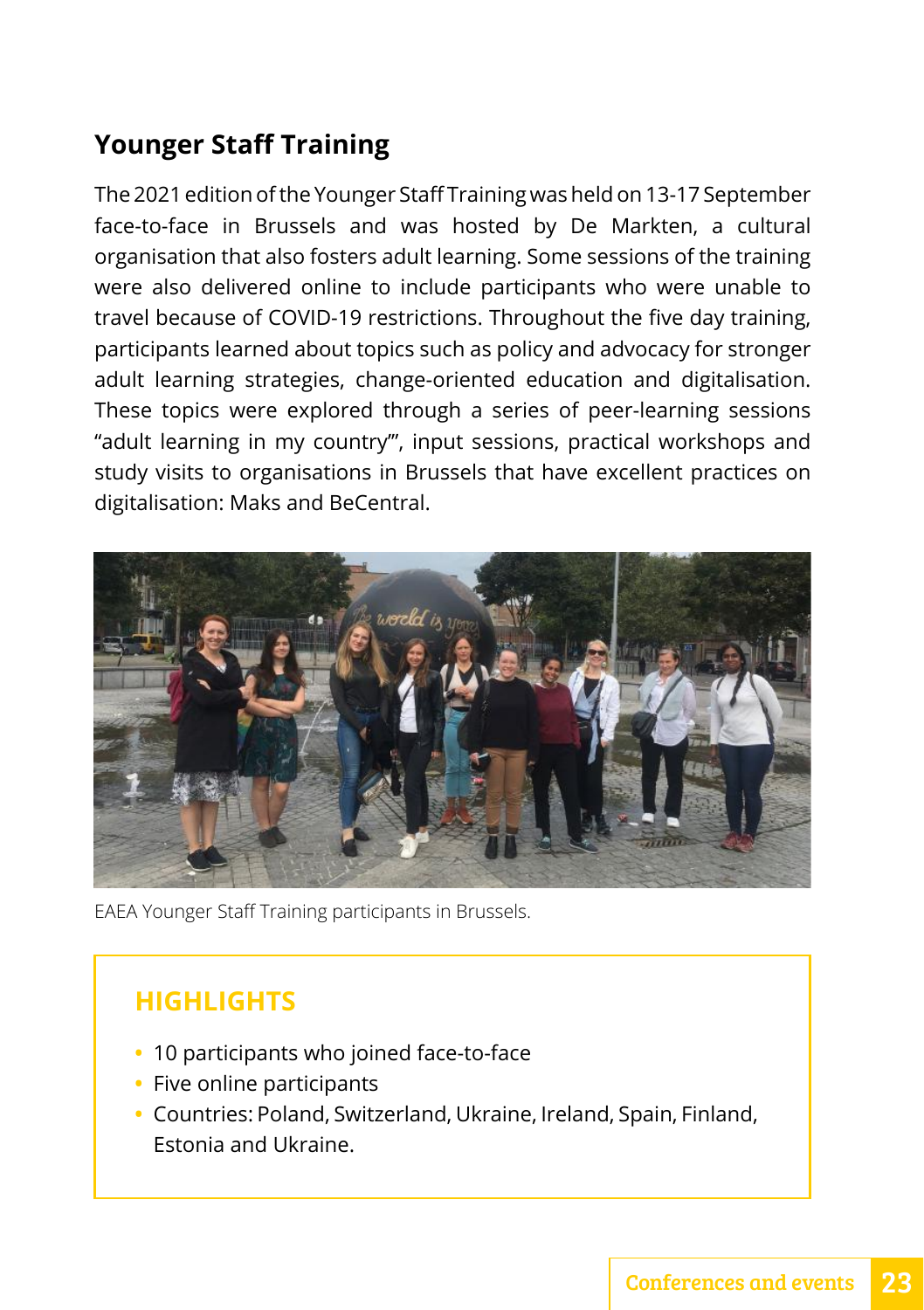## Younger Staff Training

The 2021 edition of the Younger Staff Training was held on 13-17 September face-to-face in Brussels and was hosted by De Markten, a cultural organisation that also fosters adult learning. Some sessions of the training were also delivered online to include participants who were unable to travel because of COVID-19 restrictions. Throughout the five day training, participants learned about topics such as policy and advocacy for stronger adult learning strategies, change-oriented education and digitalisation. These topics were explored through a series of peer-learning sessions "adult learning in my country"', input sessions, practical workshops and study visits to organisations in Brussels that have excellent practices on digitalisation: Maks and BeCentral.

EAEA Younger Staff Training participants in Brussels.

### HIGHLIGHTS

- 10 participants who joined face-to-face
- Five online participants
- Countries: Poland, Switzerland, Ukraine, Ireland, Spain, Finland, Estonia and Ukraine.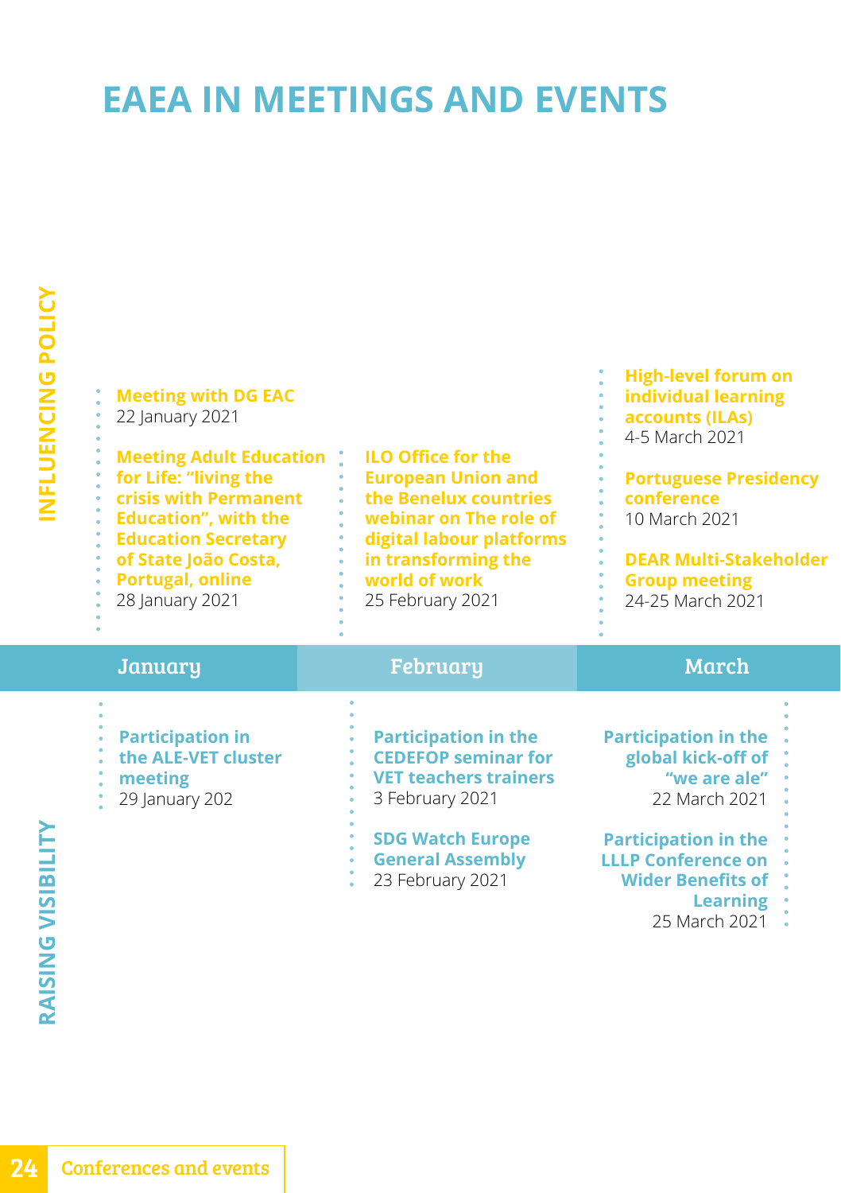# EAEA IN MEETINGS AND EVENTS

## INFLUENCING POLICY

### January

**Meeting with DG EAC**
22 January 2021

**Meeting Adult Education for Life: "living the crisis with Permanent Education", with the Education Secretary of State João Costa, Portugal, online**
28 January 2021

### February

**ILO Office for the European Union and the Benelux countries webinar on The role of digital labour platforms in transforming the world of work**
25 February 2021

### March

**High-level forum on individual learning accounts (ILAs)**
4-5 March 2021

**Portuguese Presidency conference**
10 March 2021

**DEAR Multi-Stakeholder Group meeting**
24-25 March 2021

## RAISING VISIBILITY

### January

**Participation in the ALE-VET cluster meeting**
29 January 202

### February

**Participation in the CEDEFOP seminar for VET teachers trainers**
3 February 2021

**SDG Watch Europe General Assembly**
23 February 2021

### March

**Participation in the global kick-off of "we are ale"**
22 March 2021

**Participation in the LLLP Conference on Wider Benefits of Learning**
25 March 2021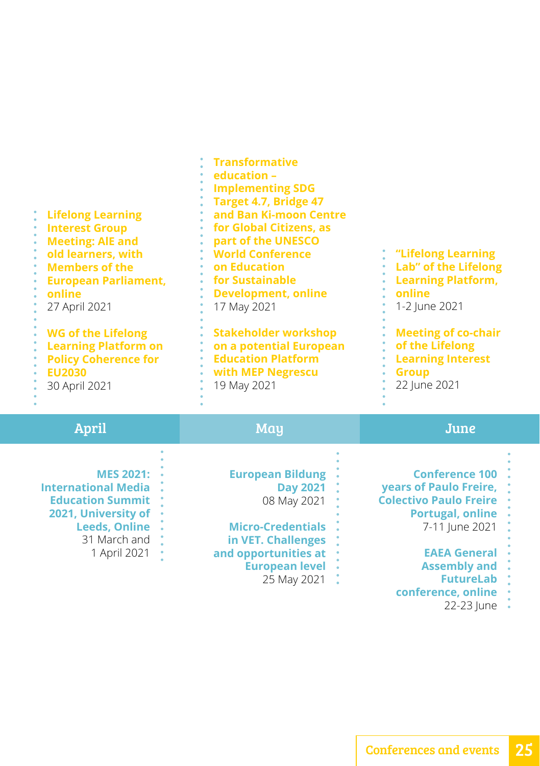## April

**Lifelong Learning Interest Group Meeting: AIE and old learners, with Members of the European Parliament, online**
27 April 2021

**WG of the Lifelong Learning Platform on Policy Coherence for EU2030**
30 April 2021

**MES 2021: International Media Education Summit 2021, University of Leeds, Online**
31 March and 1 April 2021

## May

**Transformative education – Implementing SDG Target 4.7, Bridge 47 and Ban Ki-moon Centre for Global Citizens, as part of the UNESCO World Conference on Education for Sustainable Development, online**
17 May 2021

**Stakeholder workshop on a potential European Education Platform with MEP Negrescu**
19 May 2021

**European Bildung Day 2021**
08 May 2021

**Micro-Credentials in VET. Challenges and opportunities at European level**
25 May 2021

## June

**"Lifelong Learning Lab" of the Lifelong Learning Platform, online**
1-2 June 2021

**Meeting of co-chair of the Lifelong Learning Interest Group**
22 June 2021

**Conference 100 years of Paulo Freire, Colectivo Paulo Freire Portugal, online**
7-11 June 2021

**EAEA General Assembly and FutureLab conference, online**
22-23 June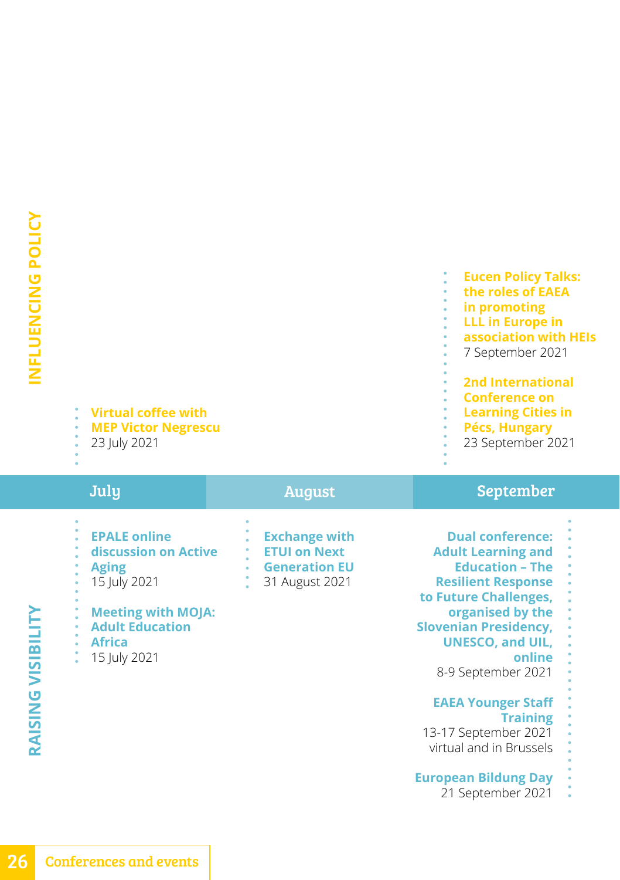## INFLUENCING POLICY

### July

**Virtual coffee with MEP Victor Negrescu**
23 July 2021

### September

**Eucen Policy Talks: the roles of EAEA in promoting LLL in Europe in association with HEIs**
7 September 2021

**2nd International Conference on Learning Cities in Pécs, Hungary**
23 September 2021

## RAISING VISIBILITY

### July

**EPALE online discussion on Active Aging**
15 July 2021

**Meeting with MOJA: Adult Education Africa**
15 July 2021

### August

**Exchange with ETUI on Next Generation EU**
31 August 2021

### September

**Dual conference: Adult Learning and Education – The Resilient Response to Future Challenges, organised by the Slovenian Presidency, UNESCO, and UIL, online**
8-9 September 2021

**EAEA Younger Staff Training**
13-17 September 2021
virtual and in Brussels

**European Bildung Day**
21 September 2021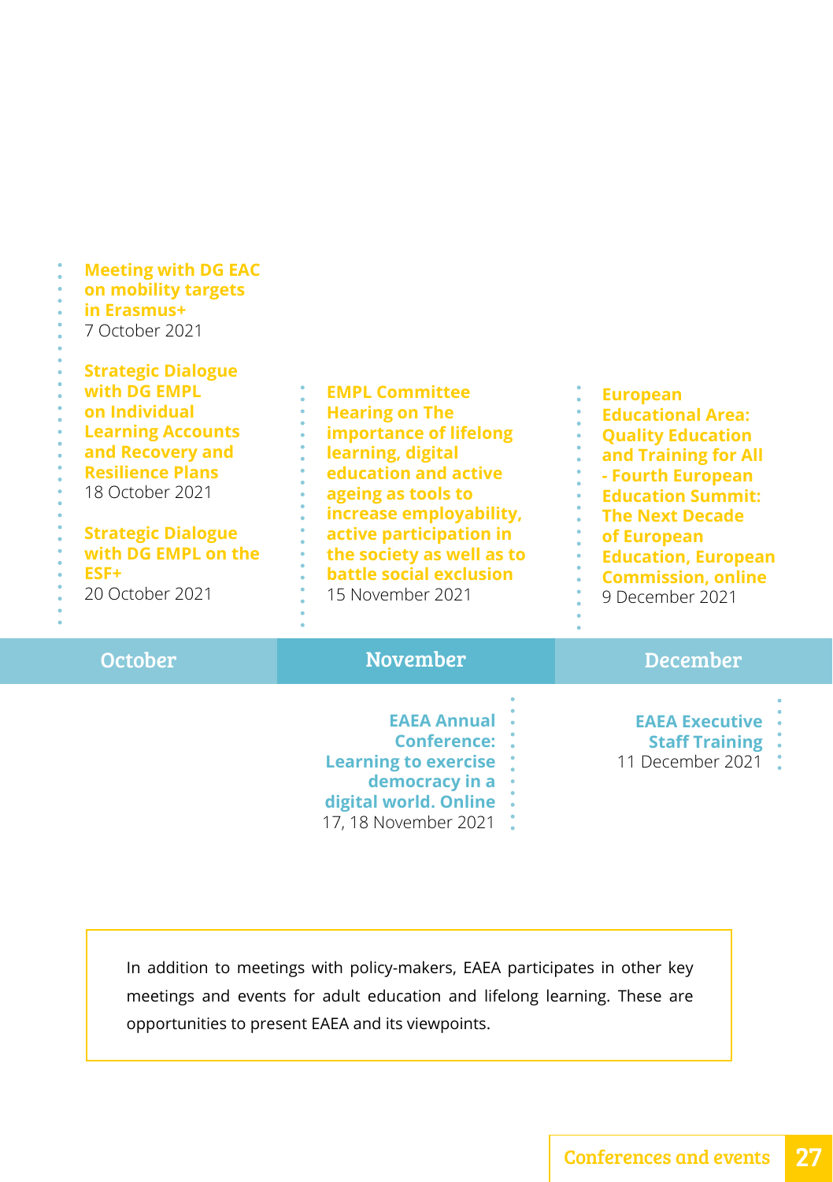## October

**Meeting with DG EAC on mobility targets in Erasmus+**
7 October 2021

**Strategic Dialogue with DG EMPL on Individual Learning Accounts and Recovery and Resilience Plans**
18 October 2021

**Strategic Dialogue with DG EMPL on the ESF+**
20 October 2021

## November

**EMPL Committee Hearing on The importance of lifelong learning, digital education and active ageing as tools to increase employability, active participation in the society as well as to battle social exclusion**
15 November 2021

**EAEA Annual Conference: Learning to exercise democracy in a digital world. Online**
17, 18 November 2021

## December

**European Educational Area: Quality Education and Training for All - Fourth European Education Summit: The Next Decade of European Education, European Commission, online**
9 December 2021

**EAEA Executive Staff Training**
11 December 2021

In addition to meetings with policy-makers, EAEA participates in other key meetings and events for adult education and lifelong learning. These are opportunities to present EAEA and its viewpoints.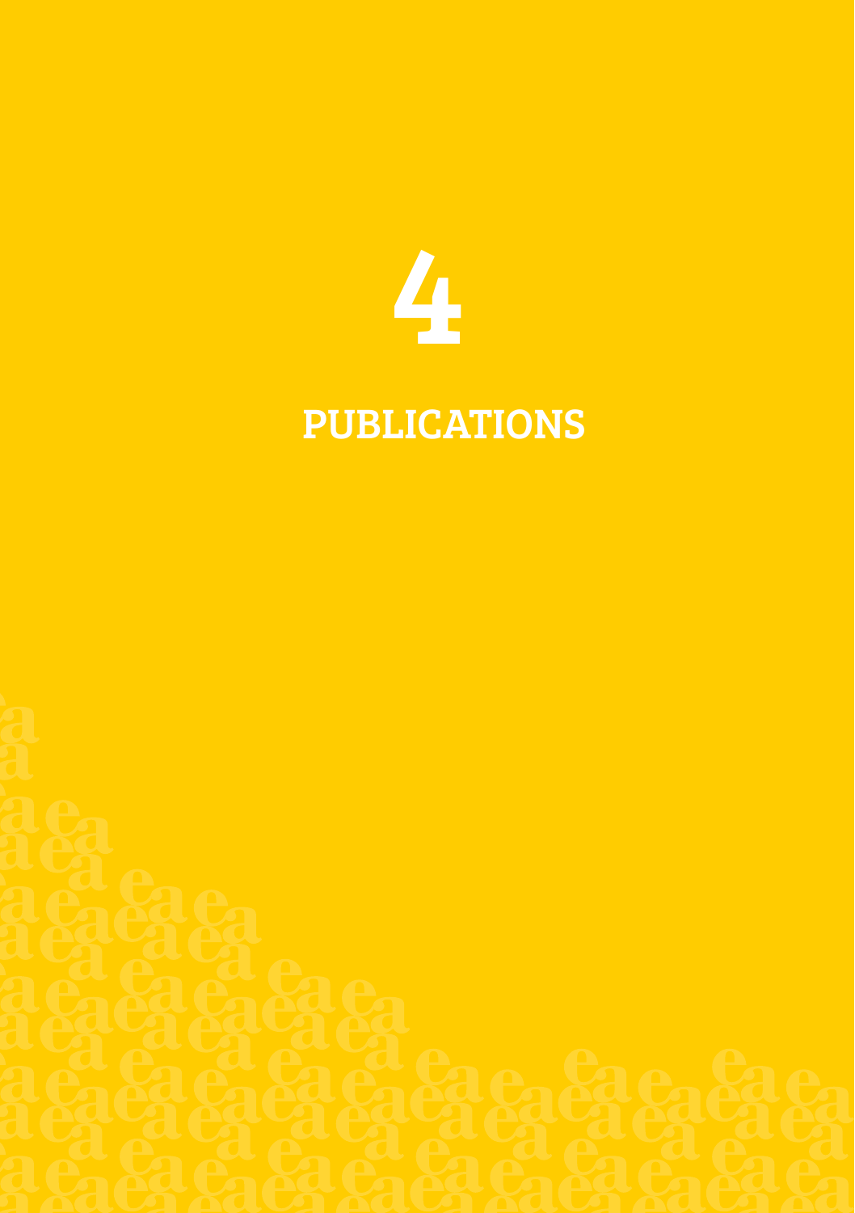# 4

# PUBLICATIONS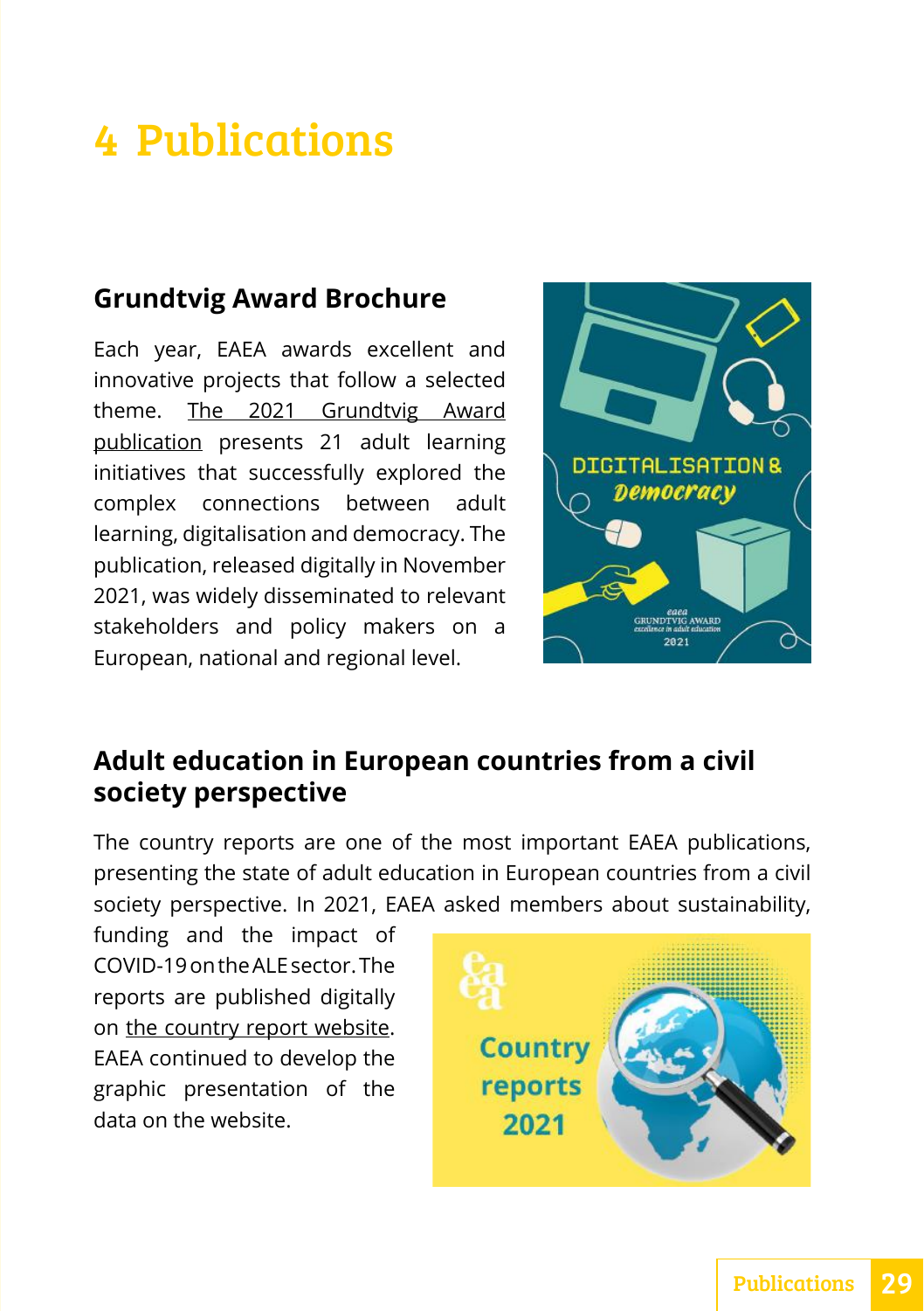# 4 Publications

## Grundtvig Award Brochure

Each year, EAEA awards excellent and innovative projects that follow a selected theme. The 2021 Grundtvig Award publication presents 21 adult learning initiatives that successfully explored the complex connections between adult learning, digitalisation and democracy. The publication, released digitally in November 2021, was widely disseminated to relevant stakeholders and policy makers on a European, national and regional level.

## Adult education in European countries from a civil society perspective

The country reports are one of the most important EAEA publications, presenting the state of adult education in European countries from a civil society perspective. In 2021, EAEA asked members about sustainability, funding and the impact of COVID-19 on the ALE sector. The reports are published digitally on the country report website. EAEA continued to develop the graphic presentation of the data on the website.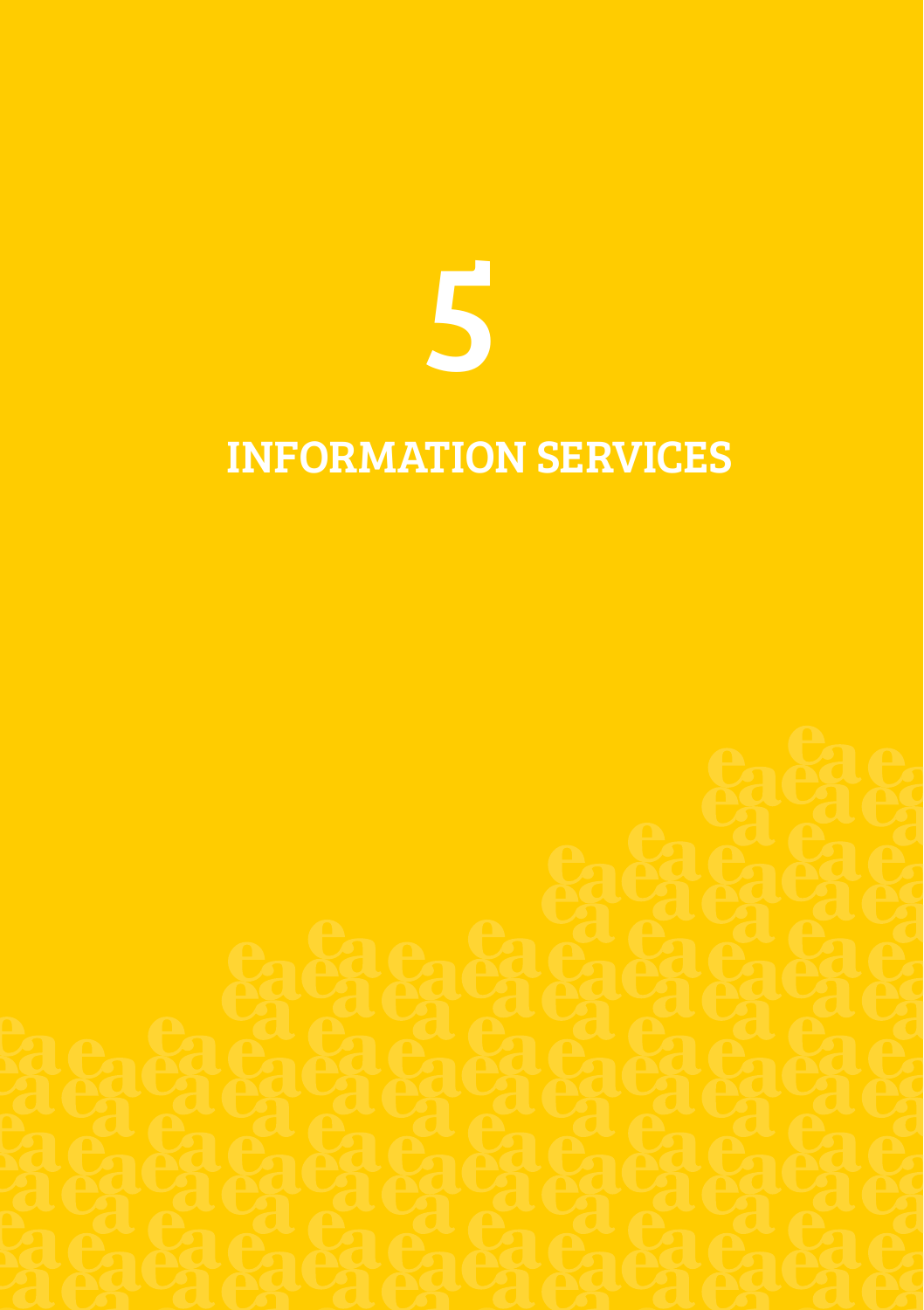# 5

# INFORMATION SERVICES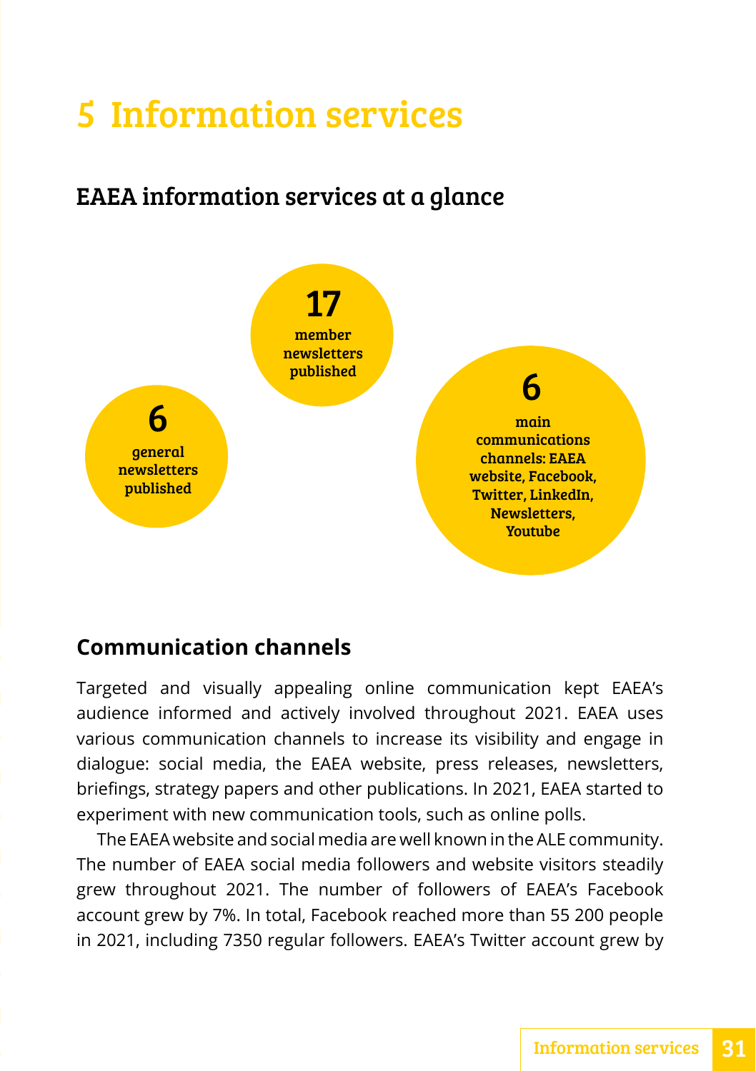# 5 Information services

## EAEA information services at a glance

**17** member newsletters published

**6** general newsletters published

**6** main communications channels: EAEA website, Facebook, Twitter, LinkedIn, Newsletters, Youtube

### Communication channels

Targeted and visually appealing online communication kept EAEA's audience informed and actively involved throughout 2021. EAEA uses various communication channels to increase its visibility and engage in dialogue: social media, the EAEA website, press releases, newsletters, briefings, strategy papers and other publications. In 2021, EAEA started to experiment with new communication tools, such as online polls.

The EAEA website and social media are well known in the ALE community. The number of EAEA social media followers and website visitors steadily grew throughout 2021. The number of followers of EAEA's Facebook account grew by 7%. In total, Facebook reached more than 55 200 people in 2021, including 7350 regular followers. EAEA's Twitter account grew by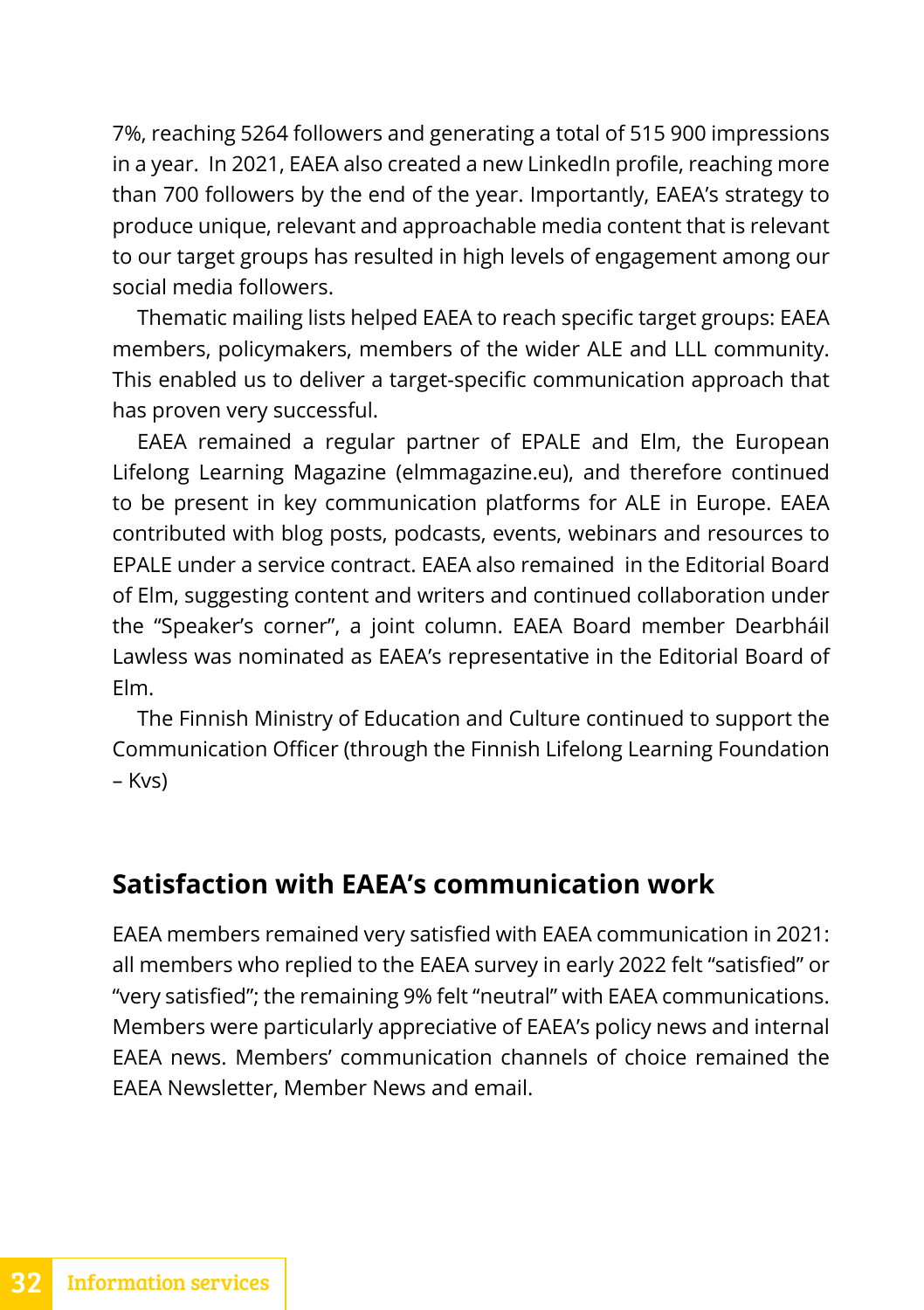7%, reaching 5264 followers and generating a total of 515 900 impressions in a year. In 2021, EAEA also created a new LinkedIn profile, reaching more than 700 followers by the end of the year. Importantly, EAEA's strategy to produce unique, relevant and approachable media content that is relevant to our target groups has resulted in high levels of engagement among our social media followers.

Thematic mailing lists helped EAEA to reach specific target groups: EAEA members, policymakers, members of the wider ALE and LLL community. This enabled us to deliver a target-specific communication approach that has proven very successful.

EAEA remained a regular partner of EPALE and Elm, the European Lifelong Learning Magazine (elmmagazine.eu), and therefore continued to be present in key communication platforms for ALE in Europe. EAEA contributed with blog posts, podcasts, events, webinars and resources to EPALE under a service contract. EAEA also remained in the Editorial Board of Elm, suggesting content and writers and continued collaboration under the "Speaker's corner", a joint column. EAEA Board member Dearbháil Lawless was nominated as EAEA's representative in the Editorial Board of Elm.

The Finnish Ministry of Education and Culture continued to support the Communication Officer (through the Finnish Lifelong Learning Foundation – Kvs)

## Satisfaction with EAEA's communication work

EAEA members remained very satisfied with EAEA communication in 2021: all members who replied to the EAEA survey in early 2022 felt "satisfied" or "very satisfied"; the remaining 9% felt "neutral" with EAEA communications. Members were particularly appreciative of EAEA's policy news and internal EAEA news. Members' communication channels of choice remained the EAEA Newsletter, Member News and email.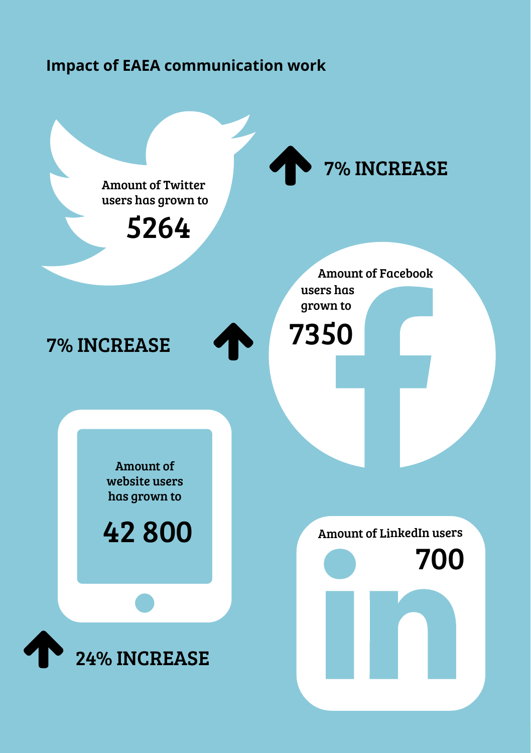## Impact of EAEA communication work

Amount of Twitter users has grown to

**5264**

7% INCREASE

Amount of Facebook users has grown to

**7350**

7% INCREASE

Amount of website users has grown to

**42 800**

24% INCREASE

Amount of LinkedIn users

**700**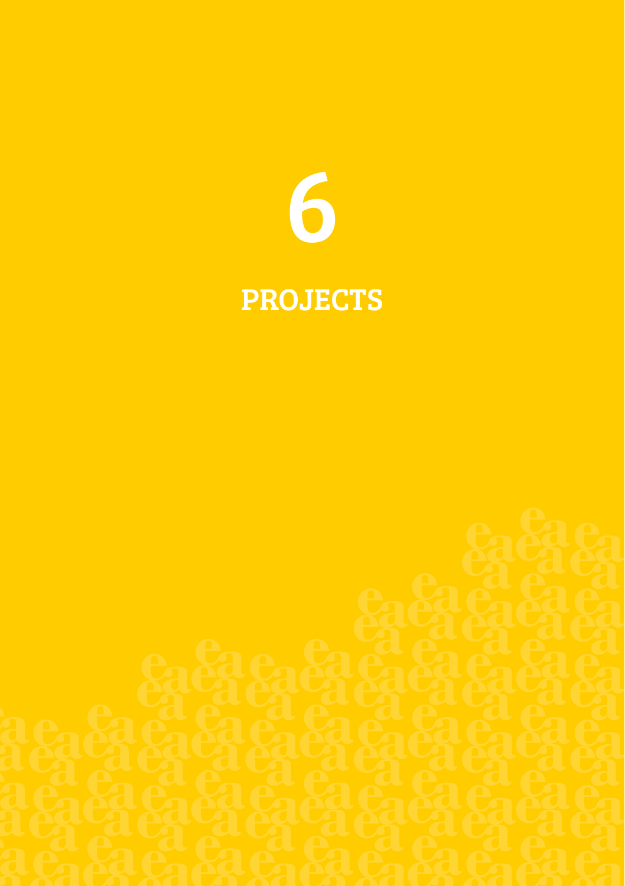# 6

# PROJECTS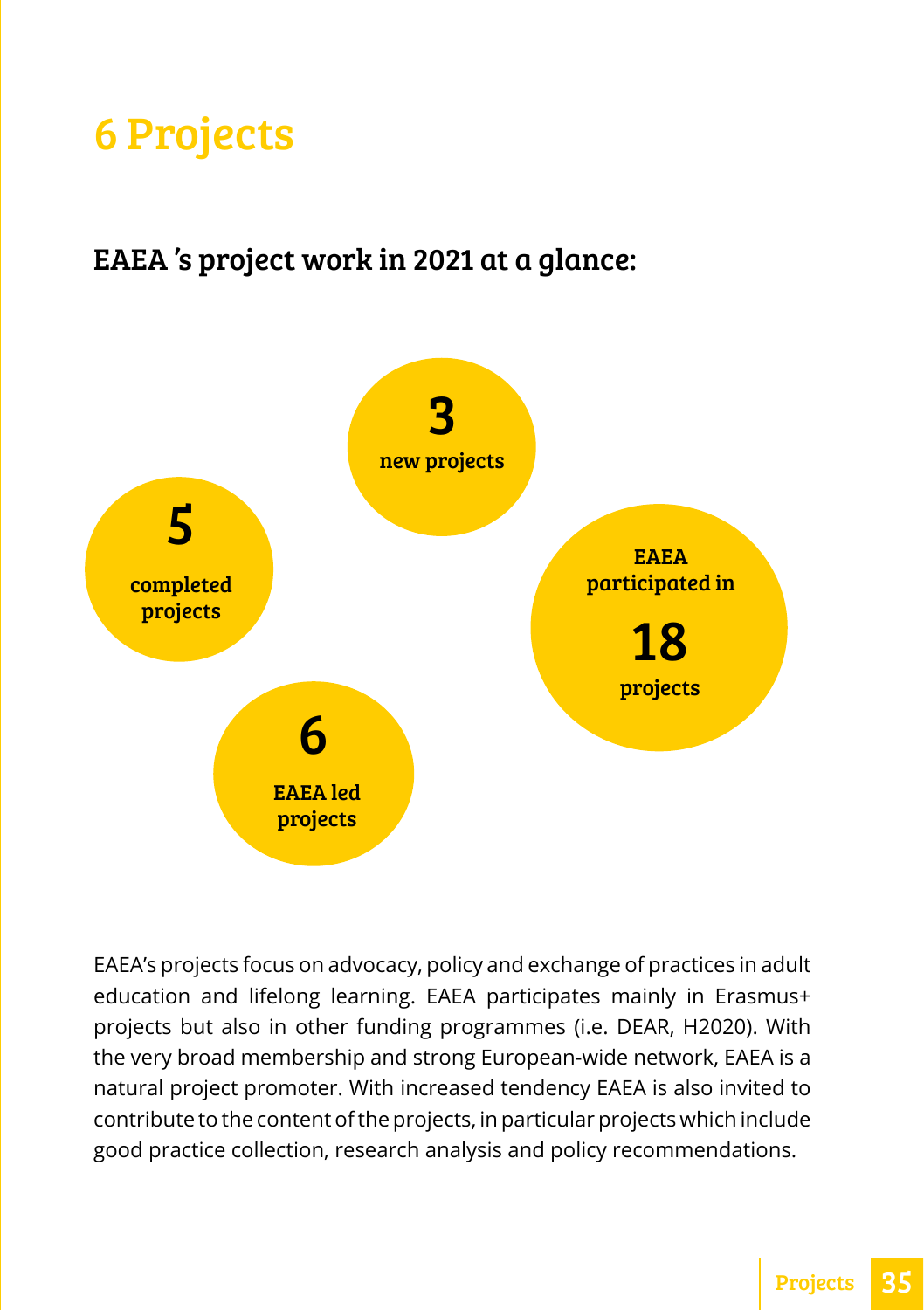# 6 Projects

## EAEA 's project work in 2021 at a glance:

**3**
new projects

**5**
completed projects

EAEA participated in
**18**
projects

**6**
EAEA led projects

EAEA's projects focus on advocacy, policy and exchange of practices in adult education and lifelong learning. EAEA participates mainly in Erasmus+ projects but also in other funding programmes (i.e. DEAR, H2020). With the very broad membership and strong European-wide network, EAEA is a natural project promoter. With increased tendency EAEA is also invited to contribute to the content of the projects, in particular projects which include good practice collection, research analysis and policy recommendations.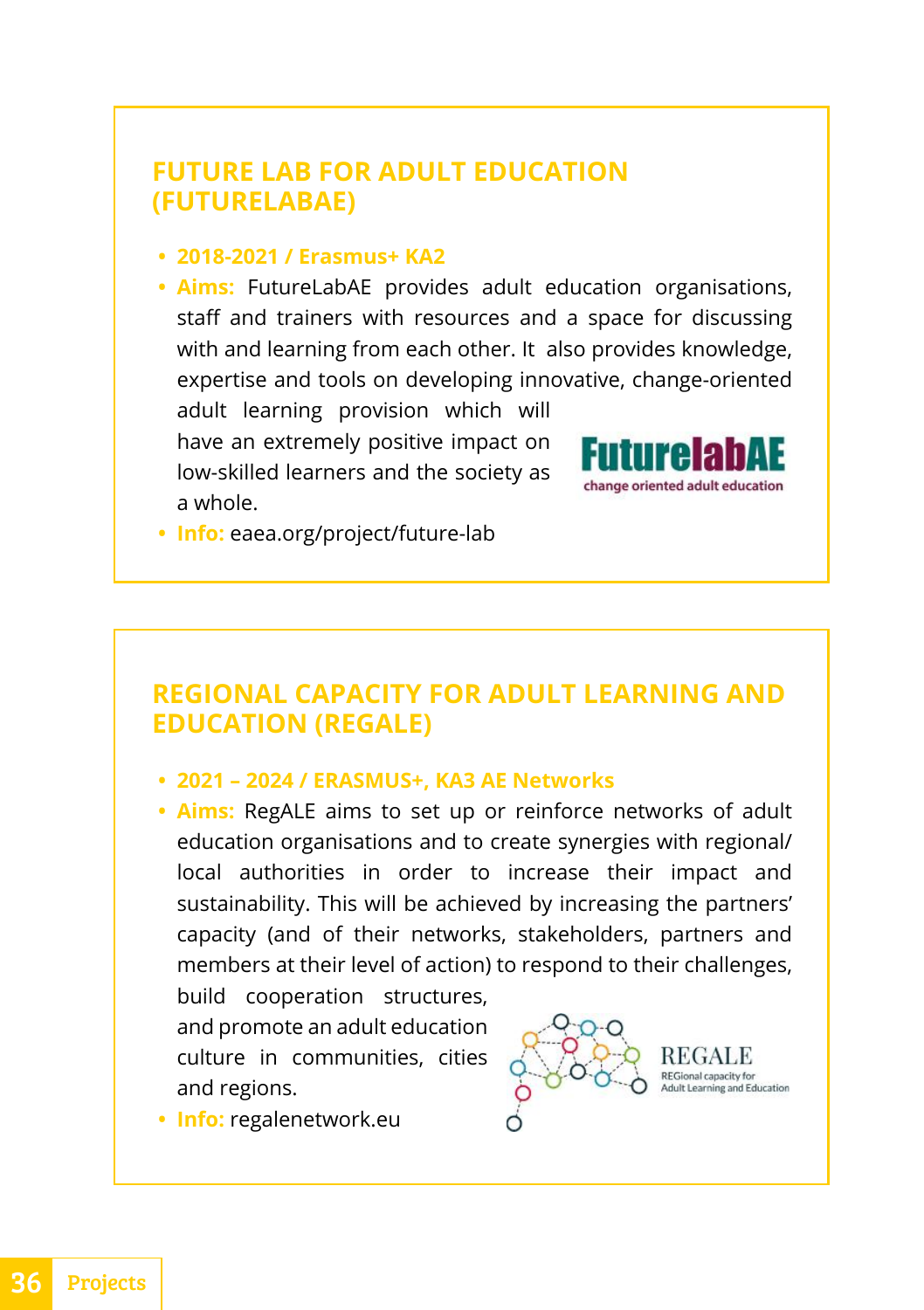## FUTURE LAB FOR ADULT EDUCATION (FUTURELABAE)

- **2018-2021 / Erasmus+ KA2**
- **Aims:** FutureLabAE provides adult education organisations, staff and trainers with resources and a space for discussing with and learning from each other. It also provides knowledge, expertise and tools on developing innovative, change-oriented adult learning provision which will have an extremely positive impact on low-skilled learners and the society as a whole.
- **Info:** eaea.org/project/future-lab

## REGIONAL CAPACITY FOR ADULT LEARNING AND EDUCATION (REGALE)

- **2021 – 2024 / ERASMUS+, KA3 AE Networks**
- **Aims:** RegALE aims to set up or reinforce networks of adult education organisations and to create synergies with regional/ local authorities in order to increase their impact and sustainability. This will be achieved by increasing the partners' capacity (and of their networks, stakeholders, partners and members at their level of action) to respond to their challenges, build cooperation structures, and promote an adult education culture in communities, cities and regions.
- **Info:** regalenetwork.eu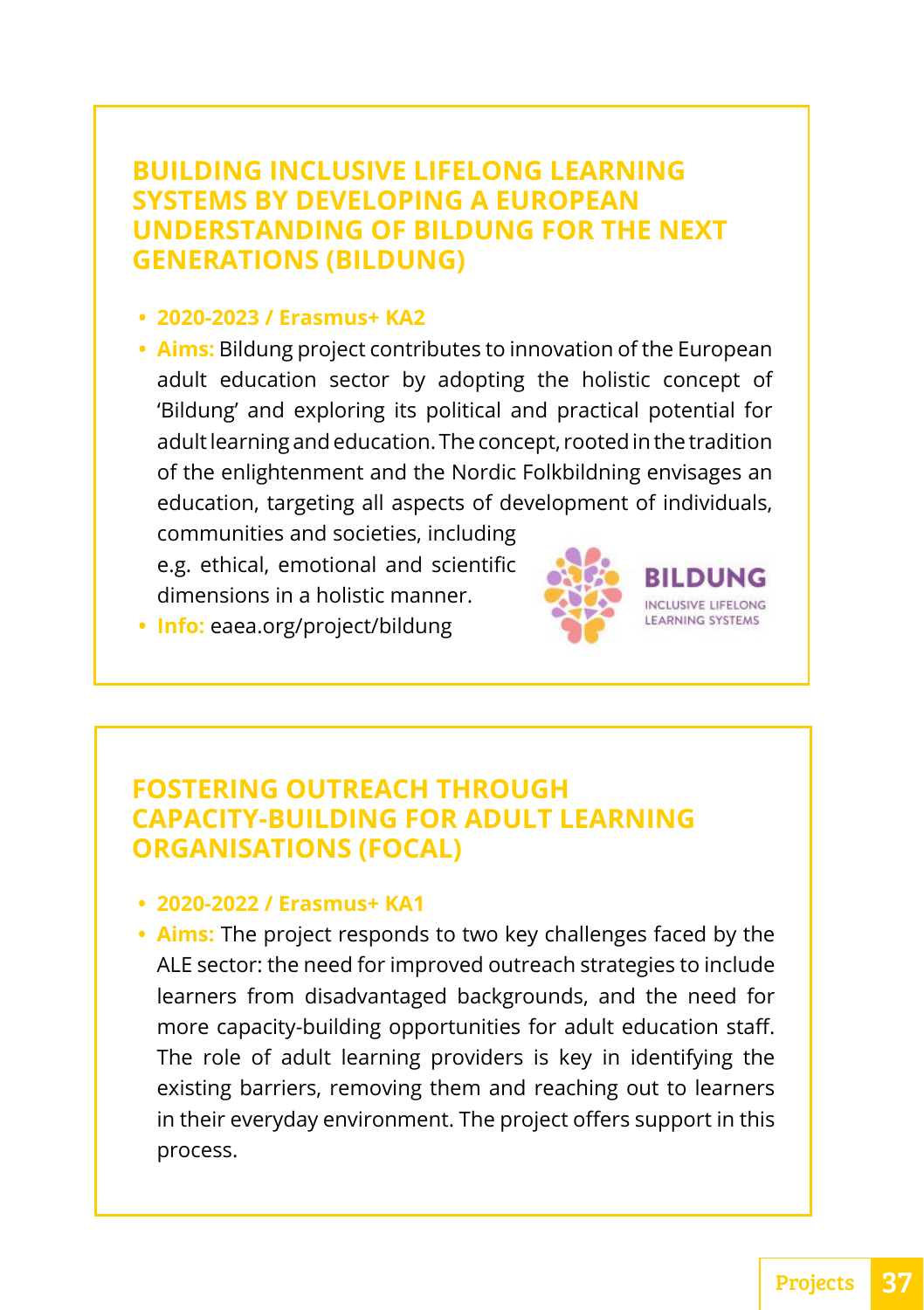## BUILDING INCLUSIVE LIFELONG LEARNING SYSTEMS BY DEVELOPING A EUROPEAN UNDERSTANDING OF BILDUNG FOR THE NEXT GENERATIONS (BILDUNG)

- **2020-2023 / Erasmus+ KA2**
- **Aims:** Bildung project contributes to innovation of the European adult education sector by adopting the holistic concept of 'Bildung' and exploring its political and practical potential for adult learning and education. The concept, rooted in the tradition of the enlightenment and the Nordic Folkbildning envisages an education, targeting all aspects of development of individuals, communities and societies, including e.g. ethical, emotional and scientific dimensions in a holistic manner.
- **Info:** eaea.org/project/bildung

BILDUNG
INCLUSIVE LIFELONG LEARNING SYSTEMS

## FOSTERING OUTREACH THROUGH CAPACITY-BUILDING FOR ADULT LEARNING ORGANISATIONS (FOCAL)

- **2020-2022 / Erasmus+ KA1**
- **Aims:** The project responds to two key challenges faced by the ALE sector: the need for improved outreach strategies to include learners from disadvantaged backgrounds, and the need for more capacity-building opportunities for adult education staff. The role of adult learning providers is key in identifying the existing barriers, removing them and reaching out to learners in their everyday environment. The project offers support in this process.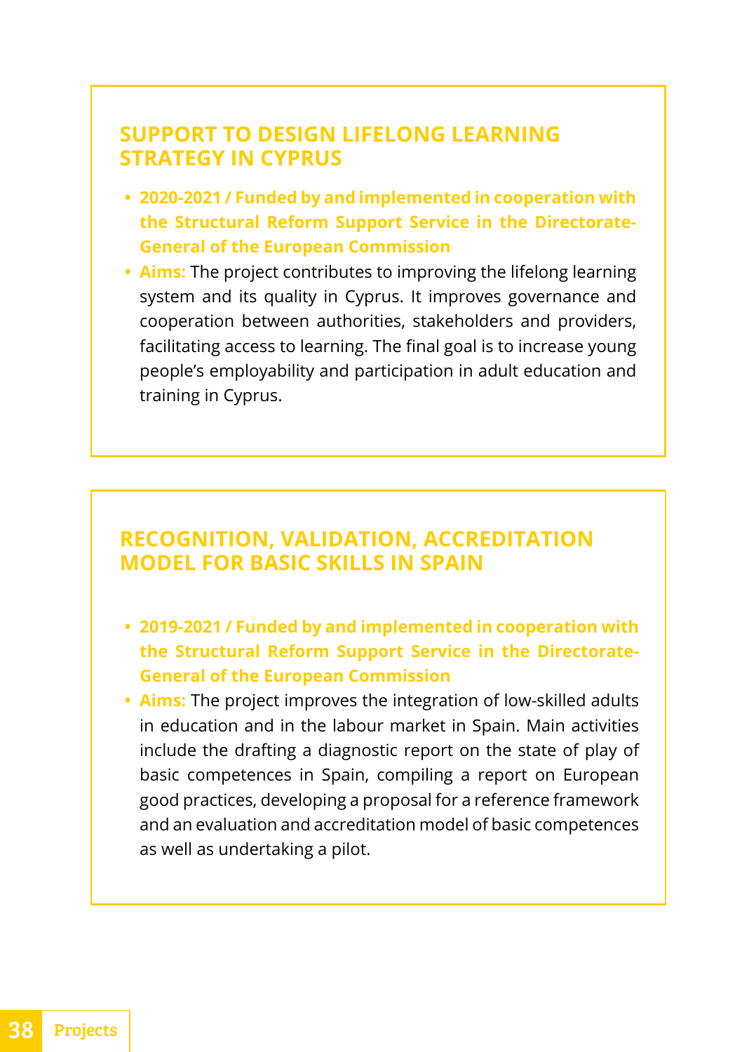## SUPPORT TO DESIGN LIFELONG LEARNING STRATEGY IN CYPRUS

- **2020-2021 / Funded by and implemented in cooperation with the Structural Reform Support Service in the Directorate-General of the European Commission**
- **Aims:** The project contributes to improving the lifelong learning system and its quality in Cyprus. It improves governance and cooperation between authorities, stakeholders and providers, facilitating access to learning. The final goal is to increase young people's employability and participation in adult education and training in Cyprus.

## RECOGNITION, VALIDATION, ACCREDITATION MODEL FOR BASIC SKILLS IN SPAIN

- **2019-2021 / Funded by and implemented in cooperation with the Structural Reform Support Service in the Directorate-General of the European Commission**
- **Aims:** The project improves the integration of low-skilled adults in education and in the labour market in Spain. Main activities include the drafting a diagnostic report on the state of play of basic competences in Spain, compiling a report on European good practices, developing a proposal for a reference framework and an evaluation and accreditation model of basic competences as well as undertaking a pilot.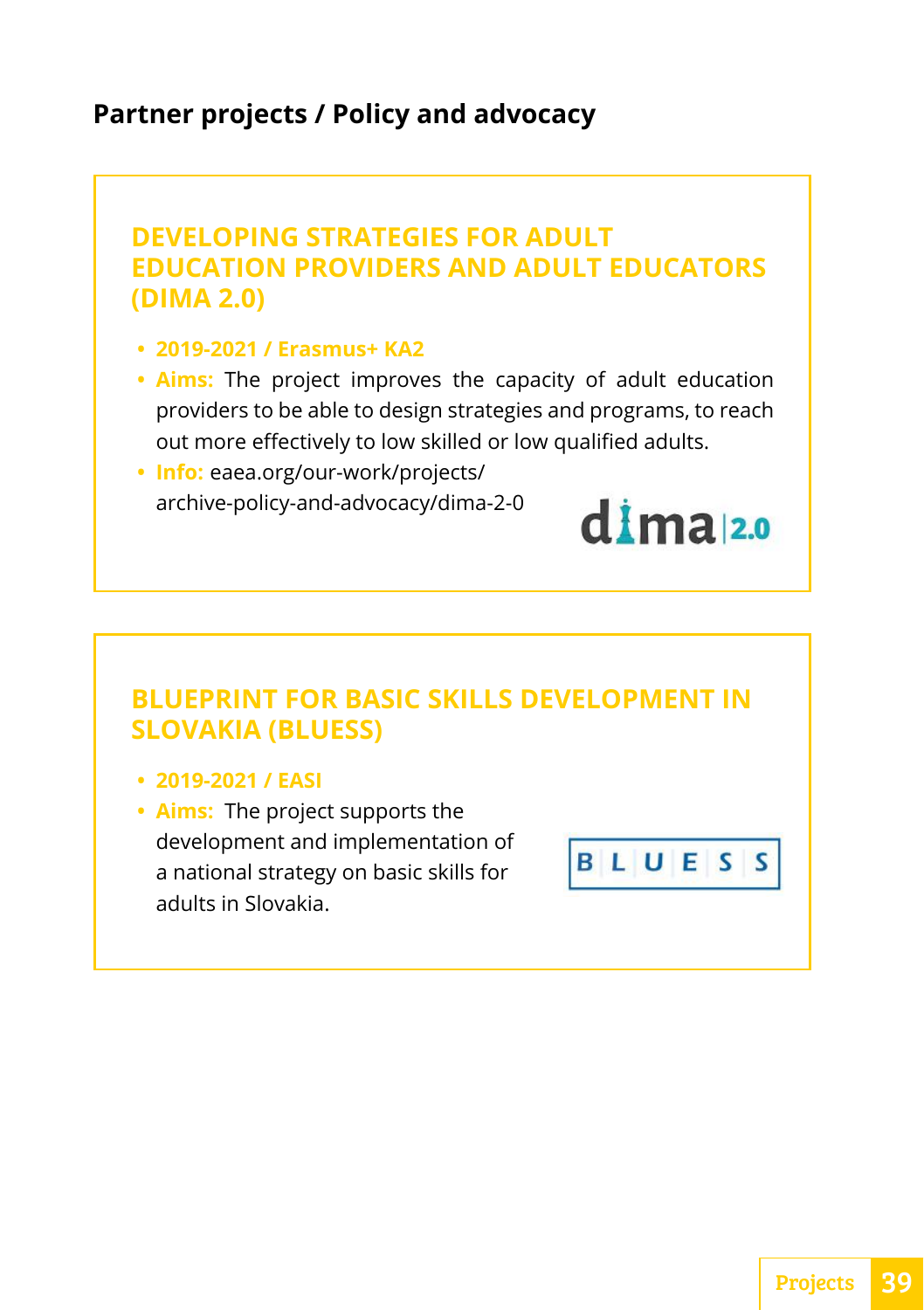## Partner projects / Policy and advocacy

### DEVELOPING STRATEGIES FOR ADULT EDUCATION PROVIDERS AND ADULT EDUCATORS (DIMA 2.0)

- **2019-2021 / Erasmus+ KA2**
- **Aims:** The project improves the capacity of adult education providers to be able to design strategies and programs, to reach out more effectively to low skilled or low qualified adults.
- **Info:** eaea.org/our-work/projects/archive-policy-and-advocacy/dima-2-0

### BLUEPRINT FOR BASIC SKILLS DEVELOPMENT IN SLOVAKIA (BLUESS)

- **2019-2021 / EASI**
- **Aims:** The project supports the development and implementation of a national strategy on basic skills for adults in Slovakia.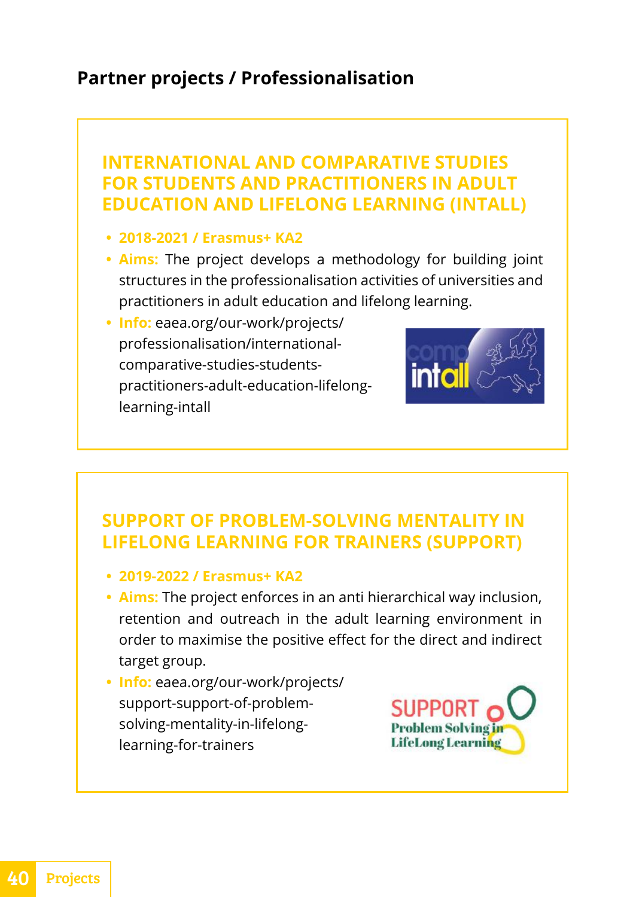## Partner projects / Professionalisation

### INTERNATIONAL AND COMPARATIVE STUDIES FOR STUDENTS AND PRACTITIONERS IN ADULT EDUCATION AND LIFELONG LEARNING (INTALL)

- **2018-2021 / Erasmus+ KA2**
- **Aims:** The project develops a methodology for building joint structures in the professionalisation activities of universities and practitioners in adult education and lifelong learning.
- **Info:** eaea.org/our-work/projects/professionalisation/international-comparative-studies-students-practitioners-adult-education-lifelong-learning-intall

### SUPPORT OF PROBLEM-SOLVING MENTALITY IN LIFELONG LEARNING FOR TRAINERS (SUPPORT)

- **2019-2022 / Erasmus+ KA2**
- **Aims:** The project enforces in an anti hierarchical way inclusion, retention and outreach in the adult learning environment in order to maximise the positive effect for the direct and indirect target group.
- **Info:** eaea.org/our-work/projects/support-support-of-problem-solving-mentality-in-lifelong-learning-for-trainers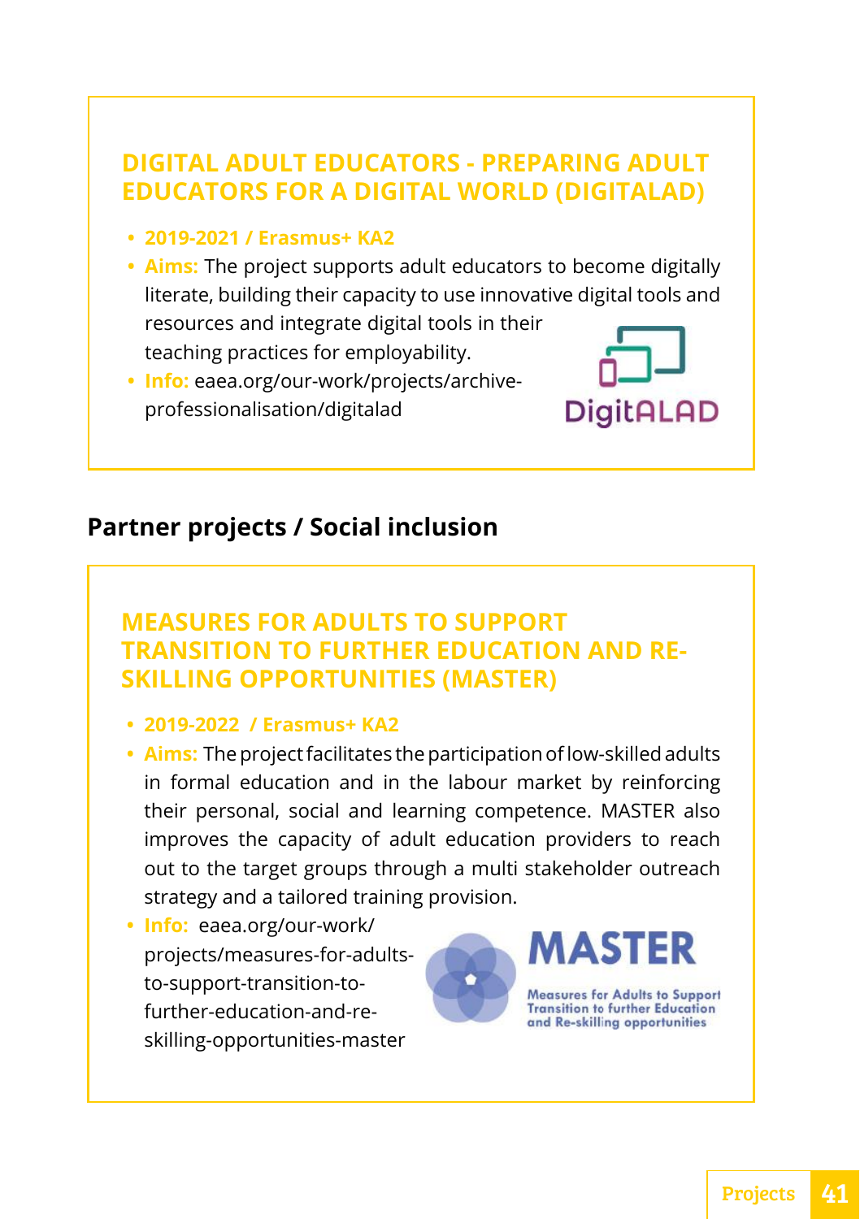### DIGITAL ADULT EDUCATORS - PREPARING ADULT EDUCATORS FOR A DIGITAL WORLD (DIGITALAD)

- **2019-2021 / Erasmus+ KA2**
- **Aims:** The project supports adult educators to become digitally literate, building their capacity to use innovative digital tools and resources and integrate digital tools in their teaching practices for employability.
- **Info:** eaea.org/our-work/projects/archive-professionalisation/digitalad

## Partner projects / Social inclusion

### MEASURES FOR ADULTS TO SUPPORT TRANSITION TO FURTHER EDUCATION AND RE-SKILLING OPPORTUNITIES (MASTER)

- **2019-2022 / Erasmus+ KA2**
- **Aims:** The project facilitates the participation of low-skilled adults in formal education and in the labour market by reinforcing their personal, social and learning competence. MASTER also improves the capacity of adult education providers to reach out to the target groups through a multi stakeholder outreach strategy and a tailored training provision.
- **Info:** eaea.org/our-work/projects/measures-for-adults-to-support-transition-to-further-education-and-re-skilling-opportunities-master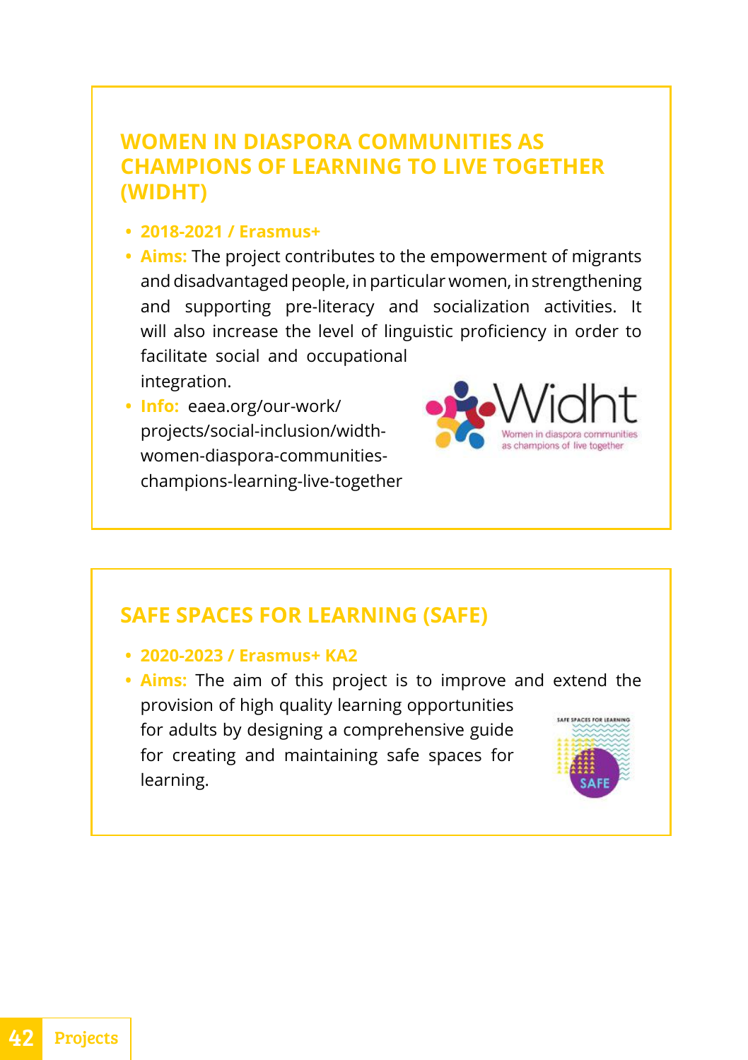## WOMEN IN DIASPORA COMMUNITIES AS CHAMPIONS OF LEARNING TO LIVE TOGETHER (WIDHT)

- **2018-2021 / Erasmus+**
- **Aims:** The project contributes to the empowerment of migrants and disadvantaged people, in particular women, in strengthening and supporting pre-literacy and socialization activities. It will also increase the level of linguistic proficiency in order to facilitate social and occupational integration.
- **Info:** eaea.org/our-work/projects/social-inclusion/width-women-diaspora-communities-champions-learning-live-together

## SAFE SPACES FOR LEARNING (SAFE)

- **2020-2023 / Erasmus+ KA2**
- **Aims:** The aim of this project is to improve and extend the provision of high quality learning opportunities for adults by designing a comprehensive guide for creating and maintaining safe spaces for learning.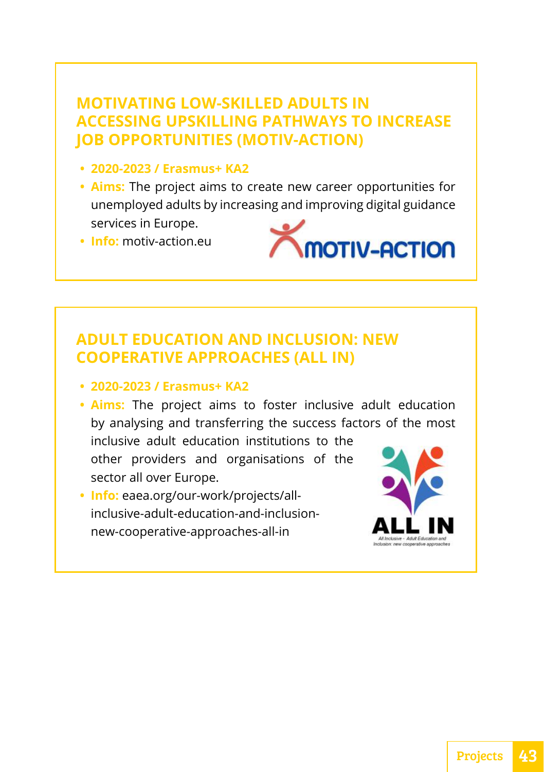## MOTIVATING LOW-SKILLED ADULTS IN ACCESSING UPSKILLING PATHWAYS TO INCREASE JOB OPPORTUNITIES (MOTIV-ACTION)

- **2020-2023 / Erasmus+ KA2**
- **Aims:** The project aims to create new career opportunities for unemployed adults by increasing and improving digital guidance services in Europe.
- **Info:** motiv-action.eu

## ADULT EDUCATION AND INCLUSION: NEW COOPERATIVE APPROACHES (ALL IN)

- **2020-2023 / Erasmus+ KA2**
- **Aims:** The project aims to foster inclusive adult education by analysing and transferring the success factors of the most inclusive adult education institutions to the other providers and organisations of the sector all over Europe.
- **Info:** eaea.org/our-work/projects/all-inclusive-adult-education-and-inclusion-new-cooperative-approaches-all-in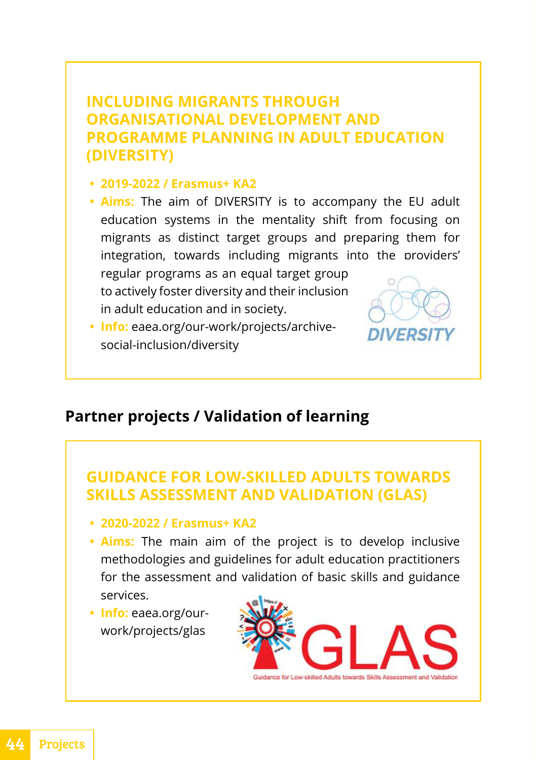### INCLUDING MIGRANTS THROUGH ORGANISATIONAL DEVELOPMENT AND PROGRAMME PLANNING IN ADULT EDUCATION (DIVERSITY)

- **2019-2022 / Erasmus+ KA2**
- **Aims:** The aim of DIVERSITY is to accompany the EU adult education systems in the mentality shift from focusing on migrants as distinct target groups and preparing them for integration, towards including migrants into the providers' regular programs as an equal target group to actively foster diversity and their inclusion in adult education and in society.
- **Info:** eaea.org/our-work/projects/archive-social-inclusion/diversity

## Partner projects / Validation of learning

### GUIDANCE FOR LOW-SKILLED ADULTS TOWARDS SKILLS ASSESSMENT AND VALIDATION (GLAS)

- **2020-2022 / Erasmus+ KA2**
- **Aims:** The main aim of the project is to develop inclusive methodologies and guidelines for adult education practitioners for the assessment and validation of basic skills and guidance services.
- **Info:** eaea.org/our-work/projects/glas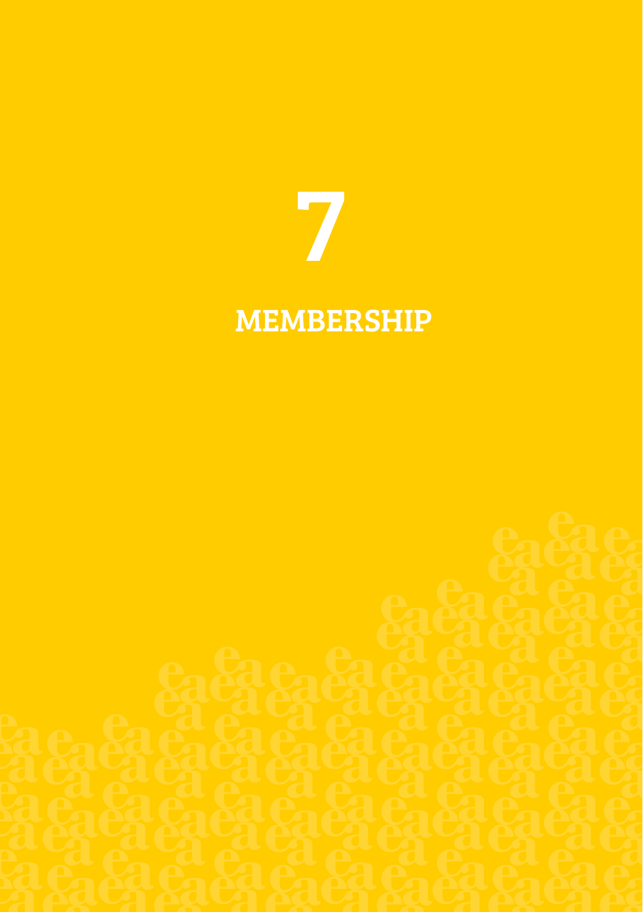# 7

# MEMBERSHIP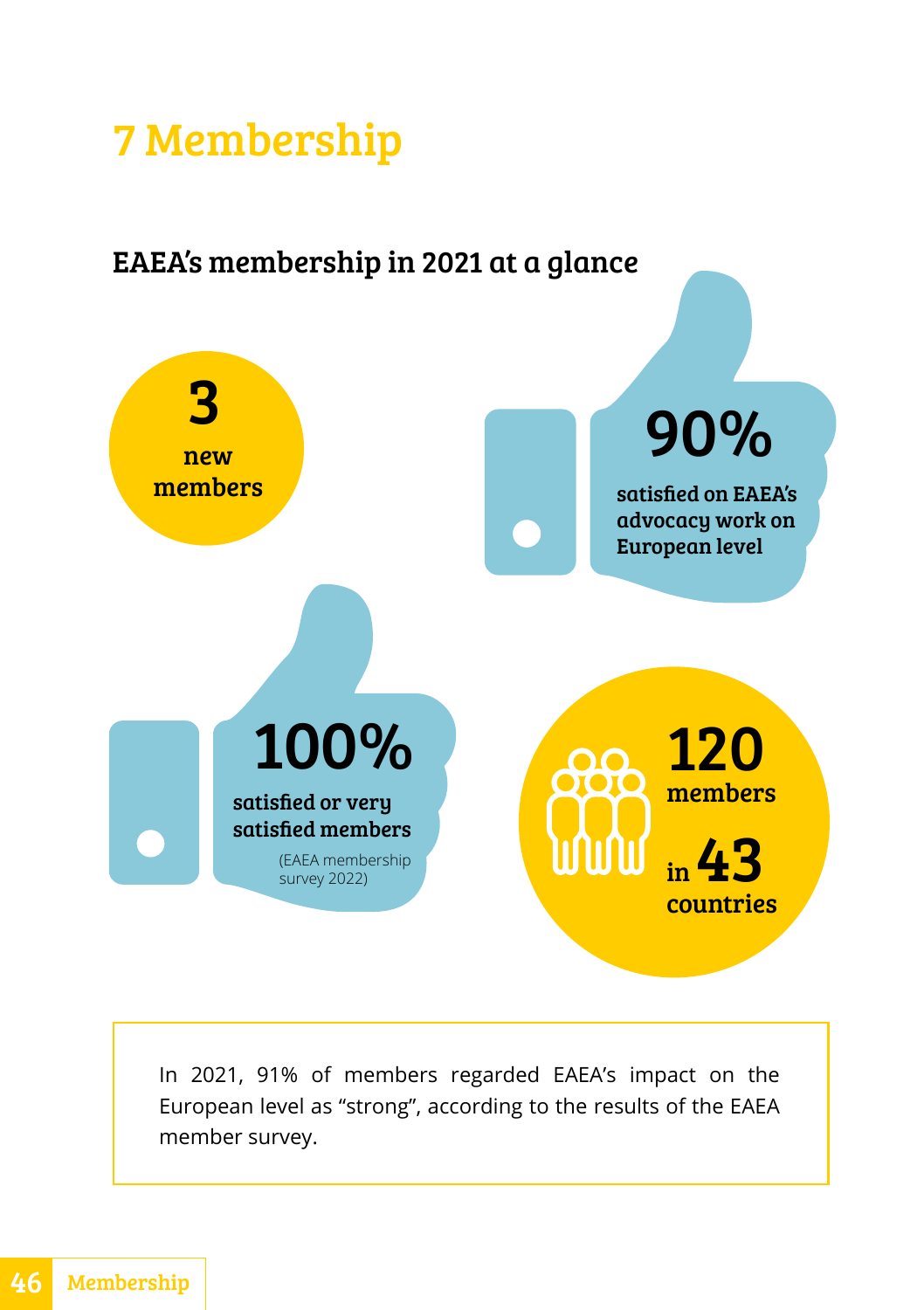# 7 Membership

## EAEA's membership in 2021 at a glance

**3** new members

**90%** satisfied on EAEA's advocacy work on European level

**100%** satisfied or very satisfied members (EAEA membership survey 2022)

**120** members in **43** countries

In 2021, 91% of members regarded EAEA's impact on the European level as "strong", according to the results of the EAEA member survey.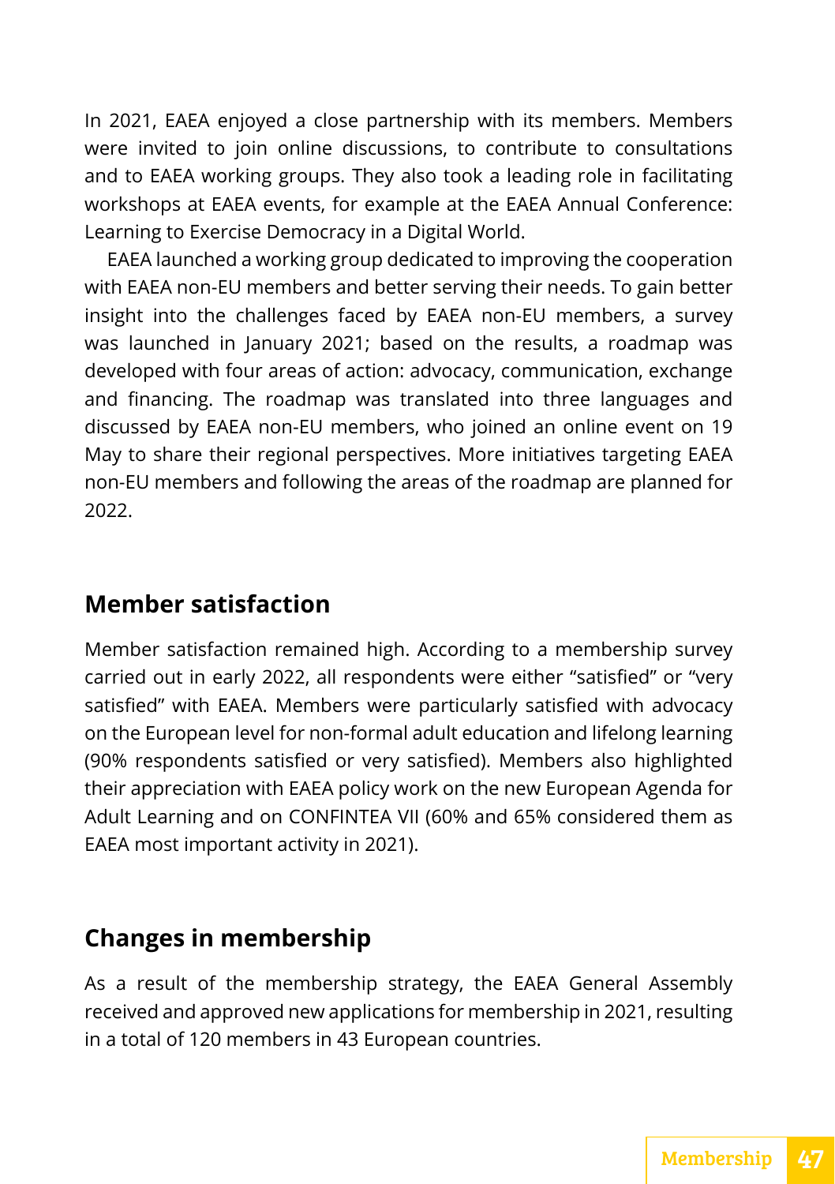In 2021, EAEA enjoyed a close partnership with its members. Members were invited to join online discussions, to contribute to consultations and to EAEA working groups. They also took a leading role in facilitating workshops at EAEA events, for example at the EAEA Annual Conference: Learning to Exercise Democracy in a Digital World.

EAEA launched a working group dedicated to improving the cooperation with EAEA non-EU members and better serving their needs. To gain better insight into the challenges faced by EAEA non-EU members, a survey was launched in January 2021; based on the results, a roadmap was developed with four areas of action: advocacy, communication, exchange and financing. The roadmap was translated into three languages and discussed by EAEA non-EU members, who joined an online event on 19 May to share their regional perspectives. More initiatives targeting EAEA non-EU members and following the areas of the roadmap are planned for 2022.

## Member satisfaction

Member satisfaction remained high. According to a membership survey carried out in early 2022, all respondents were either "satisfied" or "very satisfied" with EAEA. Members were particularly satisfied with advocacy on the European level for non-formal adult education and lifelong learning (90% respondents satisfied or very satisfied). Members also highlighted their appreciation with EAEA policy work on the new European Agenda for Adult Learning and on CONFINTEA VII (60% and 65% considered them as EAEA most important activity in 2021).

## Changes in membership

As a result of the membership strategy, the EAEA General Assembly received and approved new applications for membership in 2021, resulting in a total of 120 members in 43 European countries.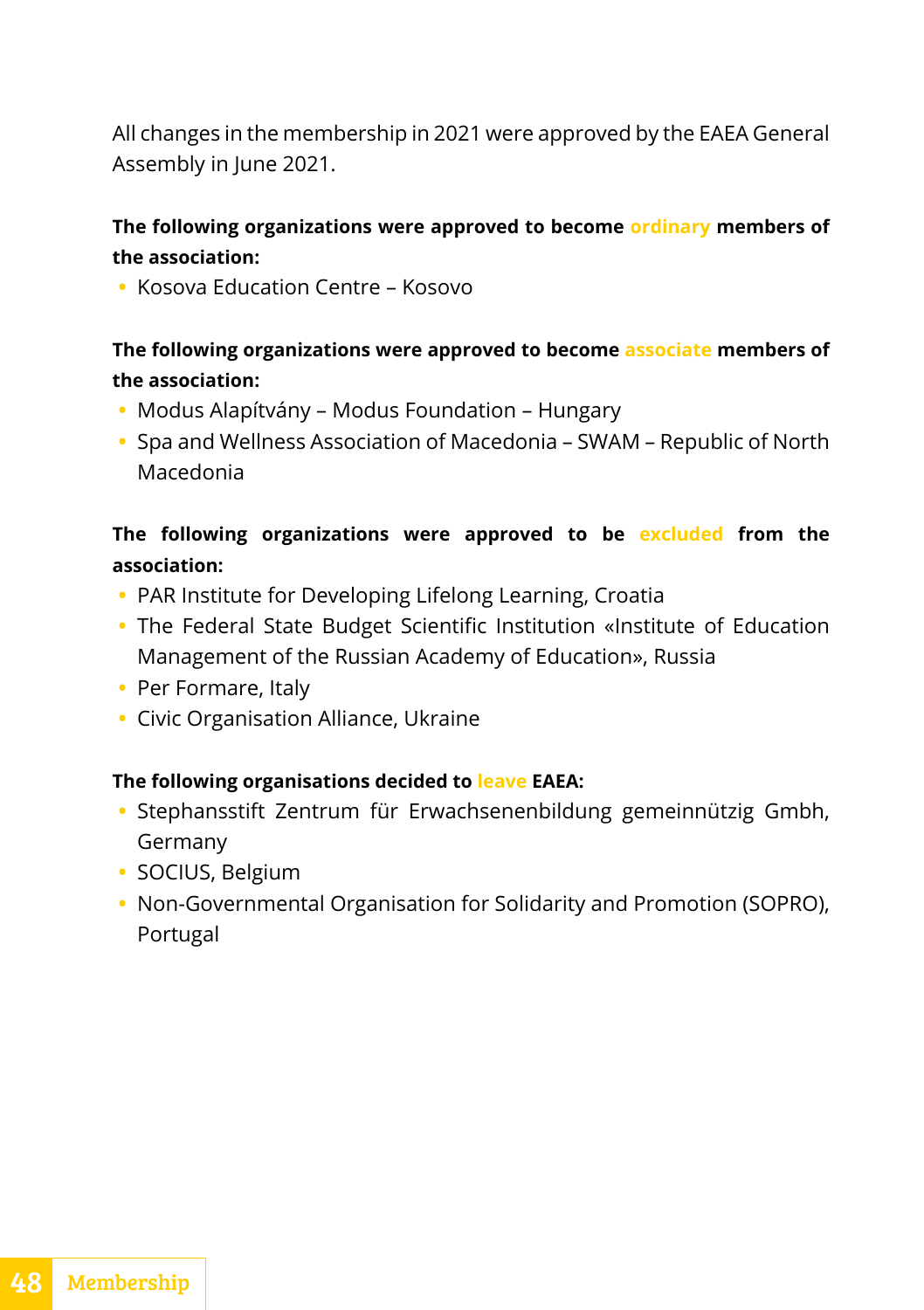All changes in the membership in 2021 were approved by the EAEA General Assembly in June 2021.

**The following organizations were approved to become ordinary members of the association:**

- Kosova Education Centre – Kosovo

**The following organizations were approved to become associate members of the association:**

- Modus Alapítvány – Modus Foundation – Hungary
- Spa and Wellness Association of Macedonia – SWAM – Republic of North Macedonia

**The following organizations were approved to be excluded from the association:**

- PAR Institute for Developing Lifelong Learning, Croatia
- The Federal State Budget Scientific Institution «Institute of Education Management of the Russian Academy of Education», Russia
- Per Formare, Italy
- Civic Organisation Alliance, Ukraine

**The following organisations decided to leave EAEA:**

- Stephansstift Zentrum für Erwachsenenbildung gemeinnützig Gmbh, Germany
- SOCIUS, Belgium
- Non-Governmental Organisation for Solidarity and Promotion (SOPRO), Portugal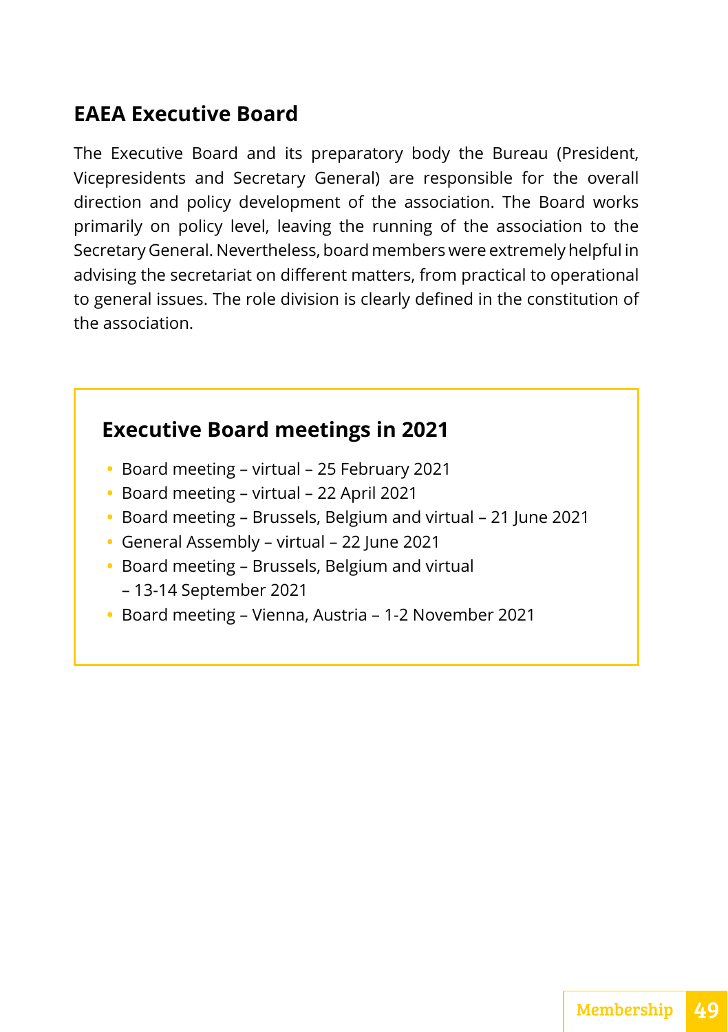## EAEA Executive Board

The Executive Board and its preparatory body the Bureau (President, Vicepresidents and Secretary General) are responsible for the overall direction and policy development of the association. The Board works primarily on policy level, leaving the running of the association to the Secretary General. Nevertheless, board members were extremely helpful in advising the secretariat on different matters, from practical to operational to general issues. The role division is clearly defined in the constitution of the association.

### Executive Board meetings in 2021

- Board meeting – virtual – 25 February 2021
- Board meeting – virtual – 22 April 2021
- Board meeting – Brussels, Belgium and virtual – 21 June 2021
- General Assembly – virtual – 22 June 2021
- Board meeting – Brussels, Belgium and virtual – 13-14 September 2021
- Board meeting – Vienna, Austria – 1-2 November 2021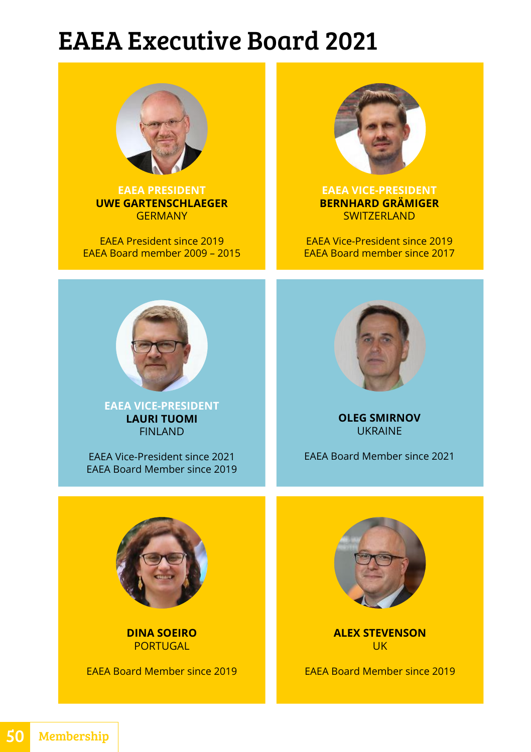# EAEA Executive Board 2021

**EAEA PRESIDENT**
**UWE GARTENSCHLAEGER**
GERMANY

EAEA President since 2019
EAEA Board member 2009 – 2015

**EAEA VICE-PRESIDENT**
**BERNHARD GRÄMIGER**
SWITZERLAND

EAEA Vice-President since 2019
EAEA Board member since 2017

**EAEA VICE-PRESIDENT**
**LAURI TUOMI**
FINLAND

EAEA Vice-President since 2021
EAEA Board Member since 2019

**OLEG SMIRNOV**
UKRAINE

EAEA Board Member since 2021

**DINA SOEIRO**
PORTUGAL

EAEA Board Member since 2019

**ALEX STEVENSON**
UK

EAEA Board Member since 2019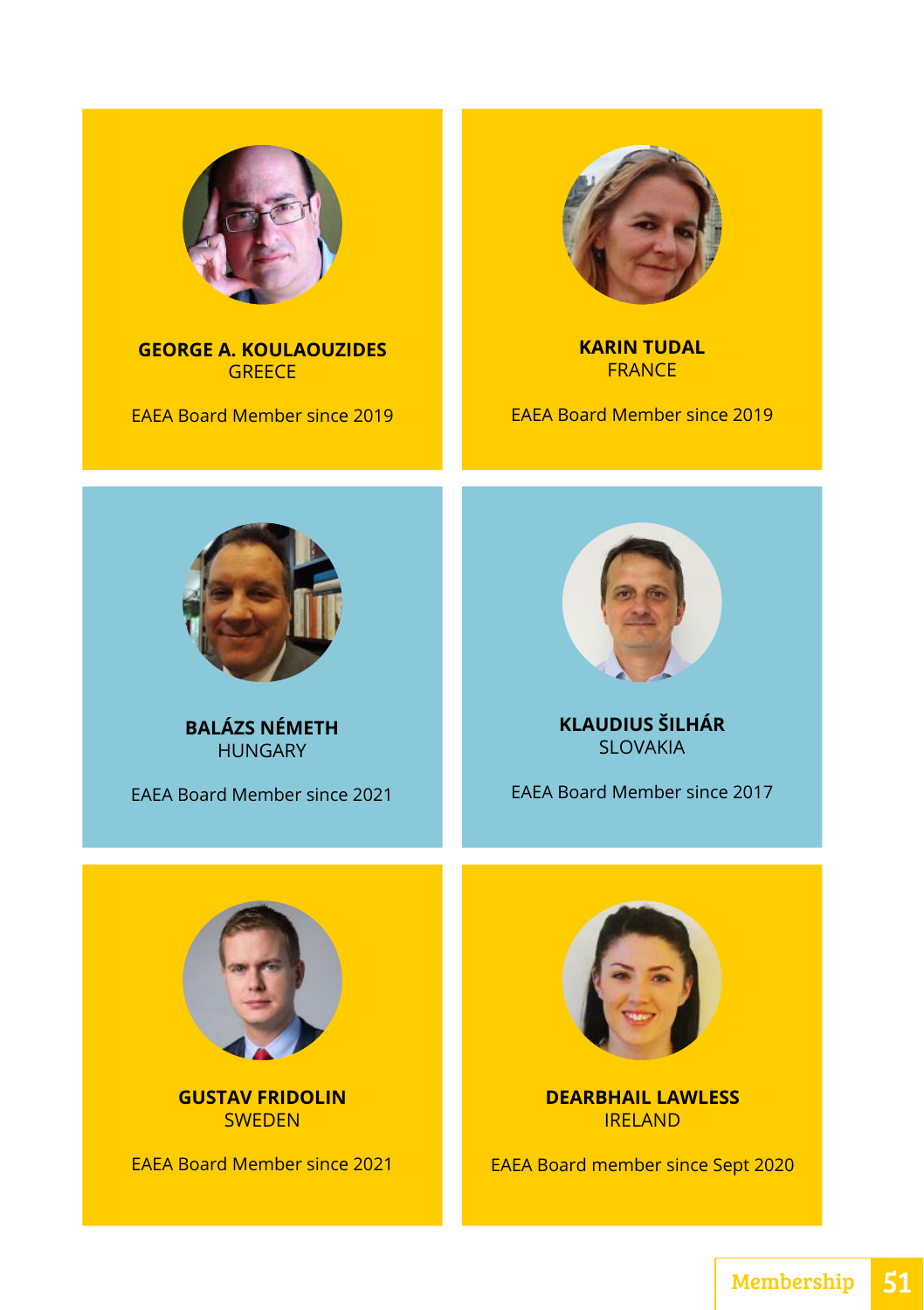**GEORGE A. KOULAOUZIDES**
GREECE

EAEA Board Member since 2019

**KARIN TUDAL**
FRANCE

EAEA Board Member since 2019

**BALÁZS NÉMETH**
HUNGARY

EAEA Board Member since 2021

**KLAUDIUS ŠILHÁR**
SLOVAKIA

EAEA Board Member since 2017

**GUSTAV FRIDOLIN**
SWEDEN

EAEA Board Member since 2021

**DEARBHAIL LAWLESS**
IRELAND

EAEA Board member since Sept 2020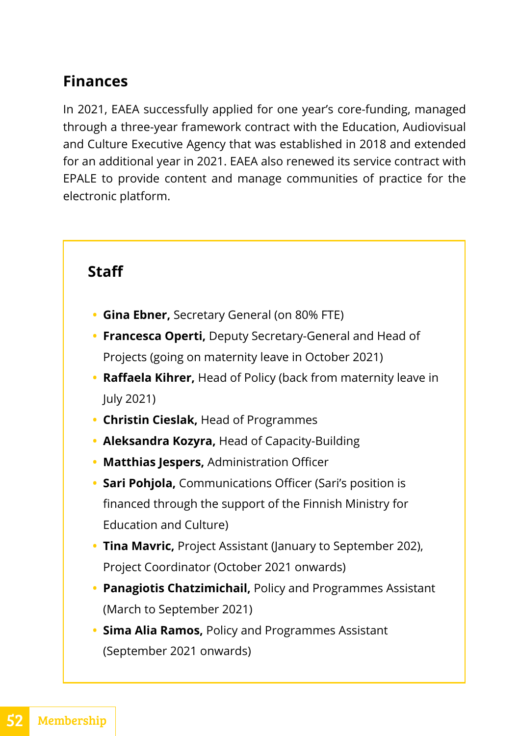## Finances

In 2021, EAEA successfully applied for one year's core-funding, managed through a three-year framework contract with the Education, Audiovisual and Culture Executive Agency that was established in 2018 and extended for an additional year in 2021. EAEA also renewed its service contract with EPALE to provide content and manage communities of practice for the electronic platform.

### Staff

- **Gina Ebner,** Secretary General (on 80% FTE)
- **Francesca Operti,** Deputy Secretary-General and Head of Projects (going on maternity leave in October 2021)
- **Raffaela Kihrer,** Head of Policy (back from maternity leave in July 2021)
- **Christin Cieslak,** Head of Programmes
- **Aleksandra Kozyra,** Head of Capacity-Building
- **Matthias Jespers,** Administration Officer
- **Sari Pohjola,** Communications Officer (Sari's position is financed through the support of the Finnish Ministry for Education and Culture)
- **Tina Mavric,** Project Assistant (January to September 202), Project Coordinator (October 2021 onwards)
- **Panagiotis Chatzimichail,** Policy and Programmes Assistant (March to September 2021)
- **Sima Alia Ramos,** Policy and Programmes Assistant (September 2021 onwards)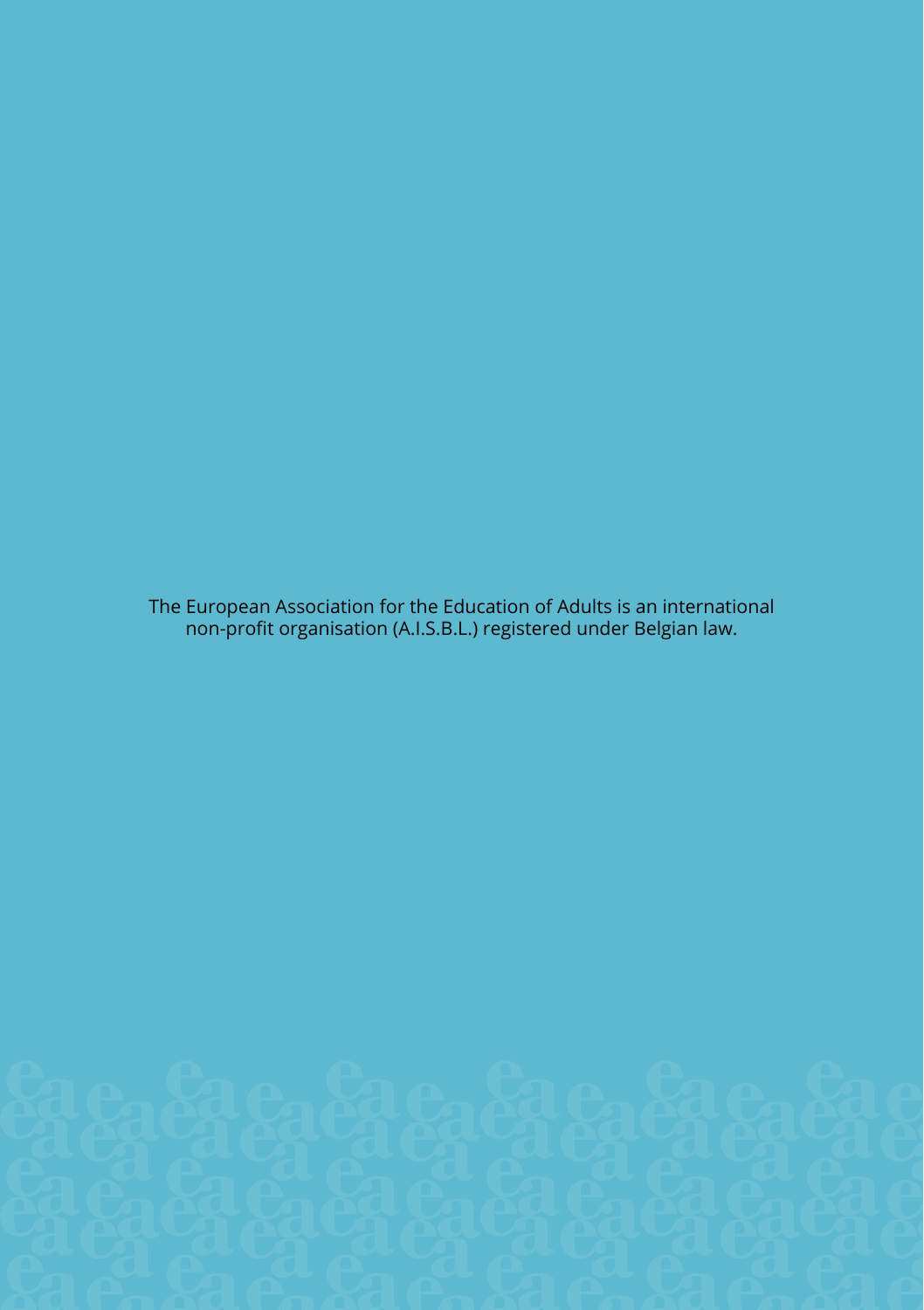The European Association for the Education of Adults is an international non-profit organisation (A.I.S.B.L.) registered under Belgian law.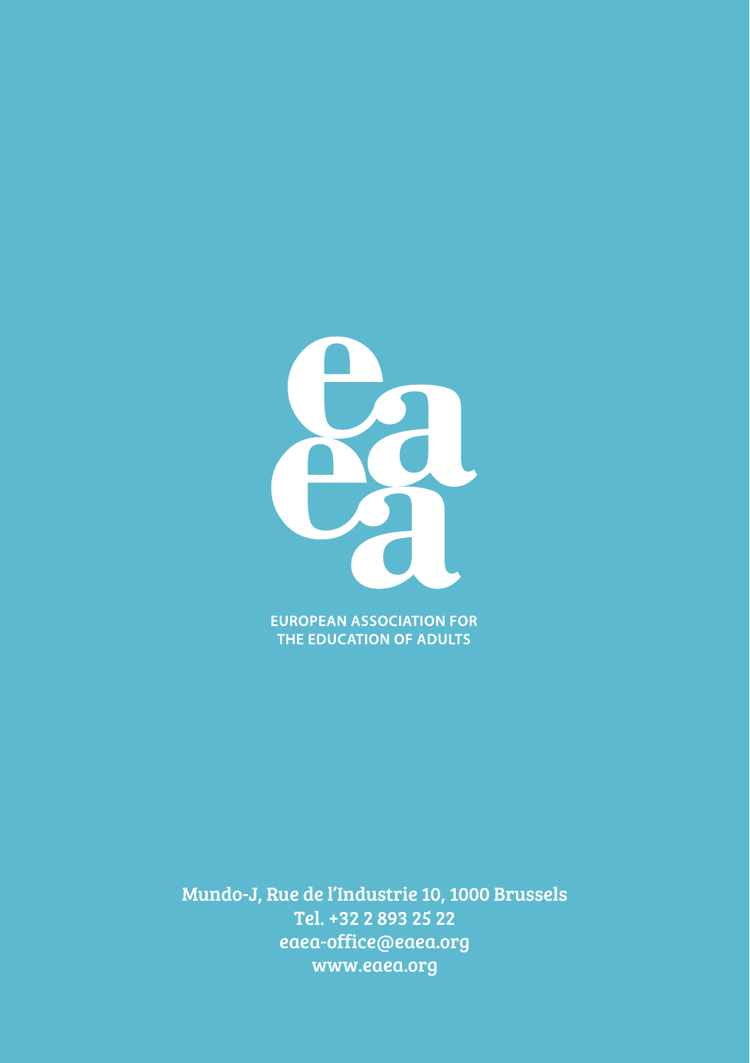EUROPEAN ASSOCIATION FOR THE EDUCATION OF ADULTS

Mundo-J, Rue de l'Industrie 10, 1000 Brussels
Tel. +32 2 893 25 22
eaea-office@eaea.org
www.eaea.org